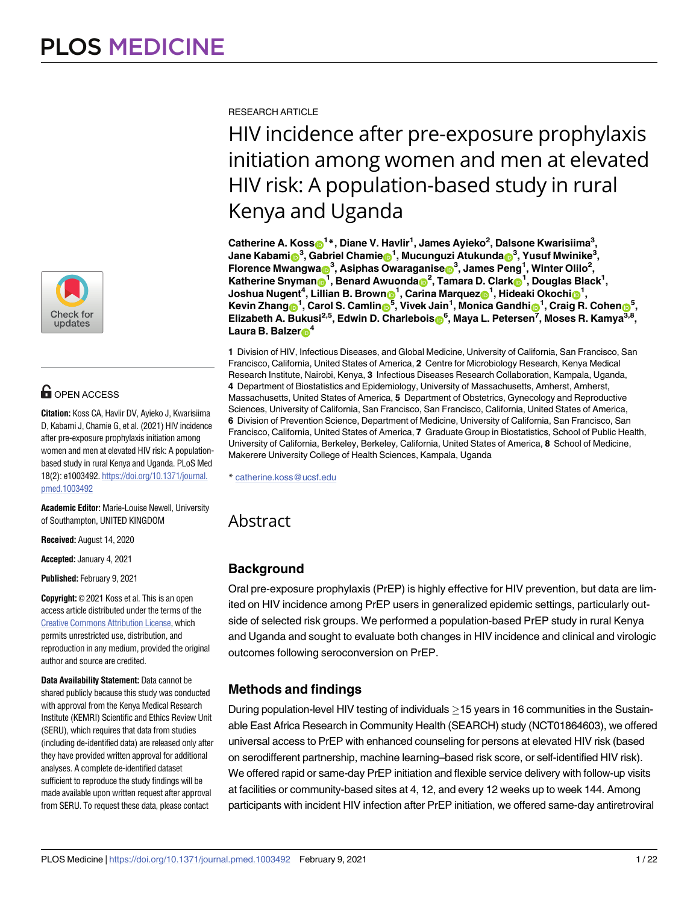RESEARCH ARTICLE

# HIV incidence after pre-exposure prophylaxis initiation among women and men at elevated HIV risk: A population-based study in rural Kenya and Uganda

**Catherine A. Koss[1]*, Diane V. Havlir[1], James Ayieko[2], Dalsone Kwarisiima[3], Jane Kabami[3], Gabriel Chamie[1], Mucunguzi Atukunda[3], Yusuf Mwinike[3], Florence Mwangwa[3], Asiphas Owaraganise[3], James Peng[1], Winter Olilo[2], Katherine Snyman[1], Benard Awuonda[2], Tamara D. Clark[1], Douglas Black[1], Joshua Nugent[4], Lillian B. Brown[1], Carina Marquez[1], Hideaki Okochi[1], Kevin Zhang[1], Carol S. Camlin[5], Vivek Jain[1], Monica Gandhi[1], Craig R. Cohen[5], Elizabeth A. Bukusi[2,5], Edwin D. Charlebois[6], Maya L. Petersen[7], Moses R. Kamya[3,8], Laura B. Balzer[4]**

**1** Division of HIV, Infectious Diseases, and Global Medicine, University of California, San Francisco, San Francisco, California, United States of America, **2** Centre for Microbiology Research, Kenya Medical Research Institute, Nairobi, Kenya, **3** Infectious Diseases Research Collaboration, Kampala, Uganda, **4** Department of Biostatistics and Epidemiology, University of Massachusetts, Amherst, Amherst, Massachusetts, United States of America, **5** Department of Obstetrics, Gynecology and Reproductive Sciences, University of California, San Francisco, San Francisco, California, United States of America, **6** Division of Prevention Science, Department of Medicine, University of California, San Francisco, San Francisco, California, United States of America, **7** Graduate Group in Biostatistics, School of Public Health, University of California, Berkeley, Berkeley, California, United States of America, **8** School of Medicine, Makerere University College of Health Sciences, Kampala, Uganda

* catherine.koss@ucsf.edu

OPEN ACCESS

**Citation:** Koss CA, Havlir DV, Ayieko J, Kwarisiima D, Kabami J, Chamie G, et al. (2021) HIV incidence after pre-exposure prophylaxis initiation among women and men at elevated HIV risk: A population-based study in rural Kenya and Uganda. PLoS Med 18(2): e1003492. https://doi.org/10.1371/journal.pmed.1003492

**Academic Editor:** Marie-Louise Newell, University of Southampton, UNITED KINGDOM

**Received:** August 14, 2020

**Accepted:** January 4, 2021

**Published:** February 9, 2021

**Copyright:** © 2021 Koss et al. This is an open access article distributed under the terms of the Creative Commons Attribution License, which permits unrestricted use, distribution, and reproduction in any medium, provided the original author and source are credited.

**Data Availability Statement:** Data cannot be shared publicly because this study was conducted with approval from the Kenya Medical Research Institute (KEMRI) Scientific and Ethics Review Unit (SERU), which requires that data from studies (including de-identified data) are released only after they have provided written approval for additional analyses. A complete de-identified dataset sufficient to reproduce the study findings will be made available upon written request after approval from SERU. To request these data, please contact

## Abstract

### Background

Oral pre-exposure prophylaxis (PrEP) is highly effective for HIV prevention, but data are limited on HIV incidence among PrEP users in generalized epidemic settings, particularly outside of selected risk groups. We performed a population-based PrEP study in rural Kenya and Uganda and sought to evaluate both changes in HIV incidence and clinical and virologic outcomes following seroconversion on PrEP.

### Methods and findings

During population-level HIV testing of individuals ≥15 years in 16 communities in the Sustainable East Africa Research in Community Health (SEARCH) study (NCT01864603), we offered universal access to PrEP with enhanced counseling for persons at elevated HIV risk (based on serodifferent partnership, machine learning–based risk score, or self-identified HIV risk). We offered rapid or same-day PrEP initiation and flexible service delivery with follow-up visits at facilities or community-based sites at 4, 12, and every 12 weeks up to week 144. Among participants with incident HIV infection after PrEP initiation, we offered same-day antiretroviral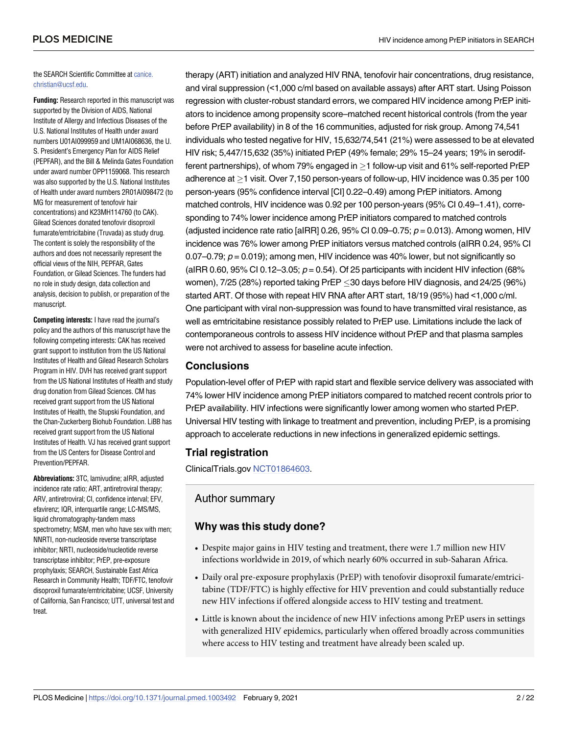the SEARCH Scientific Committee at canice.christian@ucsf.edu.

**Funding:** Research reported in this manuscript was supported by the Division of AIDS, National Institute of Allergy and Infectious Diseases of the U.S. National Institutes of Health under award numbers U01AI099959 and UM1AI068636, the U.S. President's Emergency Plan for AIDS Relief (PEPFAR), and the Bill & Melinda Gates Foundation under award number OPP1159068. This research was also supported by the U.S. National Institutes of Health under award numbers 2R01AI098472 (to MG for measurement of tenofovir hair concentrations) and K23MH114760 (to CAK). Gilead Sciences donated tenofovir disoproxil fumarate/emtricitabine (Truvada) as study drug. The content is solely the responsibility of the authors and does not necessarily represent the official views of the NIH, PEPFAR, Gates Foundation, or Gilead Sciences. The funders had no role in study design, data collection and analysis, decision to publish, or preparation of the manuscript.

**Competing interests:** I have read the journal's policy and the authors of this manuscript have the following competing interests: CAK has received grant support to institution from the US National Institutes of Health and Gilead Research Scholars Program in HIV. DVH has received grant support from the US National Institutes of Health and study drug donation from Gilead Sciences. CM has received grant support from the US National Institutes of Health, the Stupski Foundation, and the Chan-Zuckerberg Biohub Foundation. LiBB has received grant support from the US National Institutes of Health. VJ has received grant support from the US Centers for Disease Control and Prevention/PEPFAR.

**Abbreviations:** 3TC, lamivudine; aIRR, adjusted incidence rate ratio; ART, antiretroviral therapy; ARV, antiretroviral; CI, confidence interval; EFV, efavirenz; IQR, interquartile range; LC-MS/MS, liquid chromatography-tandem mass spectrometry; MSM, men who have sex with men; NNRTI, non-nucleoside reverse transcriptase inhibitor; NRTI, nucleoside/nucleotide reverse transcriptase inhibitor; PrEP, pre-exposure prophylaxis; SEARCH, Sustainable East Africa Research in Community Health; TDF/FTC, tenofovir disoproxil fumarate/emtricitabine; UCSF, University of California, San Francisco; UTT, universal test and treat.

therapy (ART) initiation and analyzed HIV RNA, tenofovir hair concentrations, drug resistance, and viral suppression (<1,000 c/ml based on available assays) after ART start. Using Poisson regression with cluster-robust standard errors, we compared HIV incidence among PrEP initiators to incidence among propensity score–matched recent historical controls (from the year before PrEP availability) in 8 of the 16 communities, adjusted for risk group. Among 74,541 individuals who tested negative for HIV, 15,632/74,541 (21%) were assessed to be at elevated HIV risk; 5,447/15,632 (35%) initiated PrEP (49% female; 29% 15–24 years; 19% in serodifferent partnerships), of whom 79% engaged in ≥1 follow-up visit and 61% self-reported PrEP adherence at ≥1 visit. Over 7,150 person-years of follow-up, HIV incidence was 0.35 per 100 person-years (95% confidence interval [CI] 0.22–0.49) among PrEP initiators. Among matched controls, HIV incidence was 0.92 per 100 person-years (95% CI 0.49–1.41), corresponding to 74% lower incidence among PrEP initiators compared to matched controls (adjusted incidence rate ratio [aIRR] 0.26, 95% CI 0.09–0.75; $p = 0.013$). Among women, HIV incidence was 76% lower among PrEP initiators versus matched controls (aIRR 0.24, 95% CI 0.07–0.79; $p = 0.019$); among men, HIV incidence was 40% lower, but not significantly so (aIRR 0.60, 95% CI 0.12–3.05; $p = 0.54$). Of 25 participants with incident HIV infection (68% women), 7/25 (28%) reported taking PrEP ≤30 days before HIV diagnosis, and 24/25 (96%) started ART. Of those with repeat HIV RNA after ART start, 18/19 (95%) had <1,000 c/ml. One participant with viral non-suppression was found to have transmitted viral resistance, as well as emtricitabine resistance possibly related to PrEP use. Limitations include the lack of contemporaneous controls to assess HIV incidence without PrEP and that plasma samples were not archived to assess for baseline acute infection.

## Conclusions

Population-level offer of PrEP with rapid start and flexible service delivery was associated with 74% lower HIV incidence among PrEP initiators compared to matched recent controls prior to PrEP availability. HIV infections were significantly lower among women who started PrEP. Universal HIV testing with linkage to treatment and prevention, including PrEP, is a promising approach to accelerate reductions in new infections in generalized epidemic settings.

## Trial registration

ClinicalTrials.gov NCT01864603.

## Author summary

### Why was this study done?

- Despite major gains in HIV testing and treatment, there were 1.7 million new HIV infections worldwide in 2019, of which nearly 60% occurred in sub-Saharan Africa.
- Daily oral pre-exposure prophylaxis (PrEP) with tenofovir disoproxil fumarate/emtricitabine (TDF/FTC) is highly effective for HIV prevention and could substantially reduce new HIV infections if offered alongside access to HIV testing and treatment.
- Little is known about the incidence of new HIV infections among PrEP users in settings with generalized HIV epidemics, particularly when offered broadly across communities where access to HIV testing and treatment have already been scaled up.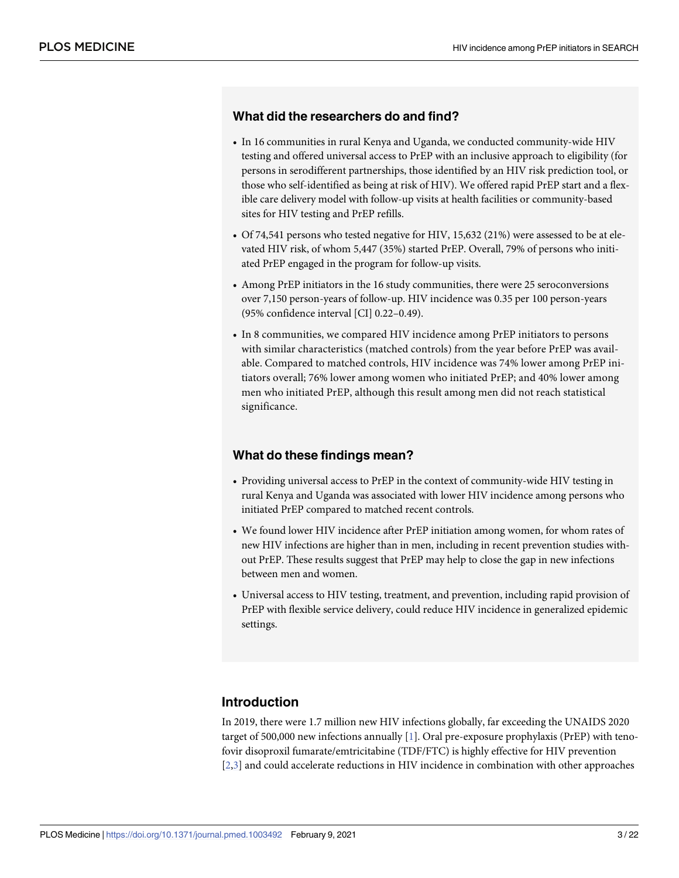### What did the researchers do and find?

- In 16 communities in rural Kenya and Uganda, we conducted community-wide HIV testing and offered universal access to PrEP with an inclusive approach to eligibility (for persons in serodifferent partnerships, those identified by an HIV risk prediction tool, or those who self-identified as being at risk of HIV). We offered rapid PrEP start and a flexible care delivery model with follow-up visits at health facilities or community-based sites for HIV testing and PrEP refills.
- Of 74,541 persons who tested negative for HIV, 15,632 (21%) were assessed to be at elevated HIV risk, of whom 5,447 (35%) started PrEP. Overall, 79% of persons who initiated PrEP engaged in the program for follow-up visits.
- Among PrEP initiators in the 16 study communities, there were 25 seroconversions over 7,150 person-years of follow-up. HIV incidence was 0.35 per 100 person-years (95% confidence interval [CI] 0.22–0.49).
- In 8 communities, we compared HIV incidence among PrEP initiators to persons with similar characteristics (matched controls) from the year before PrEP was available. Compared to matched controls, HIV incidence was 74% lower among PrEP initiators overall; 76% lower among women who initiated PrEP; and 40% lower among men who initiated PrEP, although this result among men did not reach statistical significance.

### What do these findings mean?

- Providing universal access to PrEP in the context of community-wide HIV testing in rural Kenya and Uganda was associated with lower HIV incidence among persons who initiated PrEP compared to matched recent controls.
- We found lower HIV incidence after PrEP initiation among women, for whom rates of new HIV infections are higher than in men, including in recent prevention studies without PrEP. These results suggest that PrEP may help to close the gap in new infections between men and women.
- Universal access to HIV testing, treatment, and prevention, including rapid provision of PrEP with flexible service delivery, could reduce HIV incidence in generalized epidemic settings.

## Introduction

In 2019, there were 1.7 million new HIV infections globally, far exceeding the UNAIDS 2020 target of 500,000 new infections annually [1]. Oral pre-exposure prophylaxis (PrEP) with tenofovir disoproxil fumarate/emtricitabine (TDF/FTC) is highly effective for HIV prevention [2,3] and could accelerate reductions in HIV incidence in combination with other approaches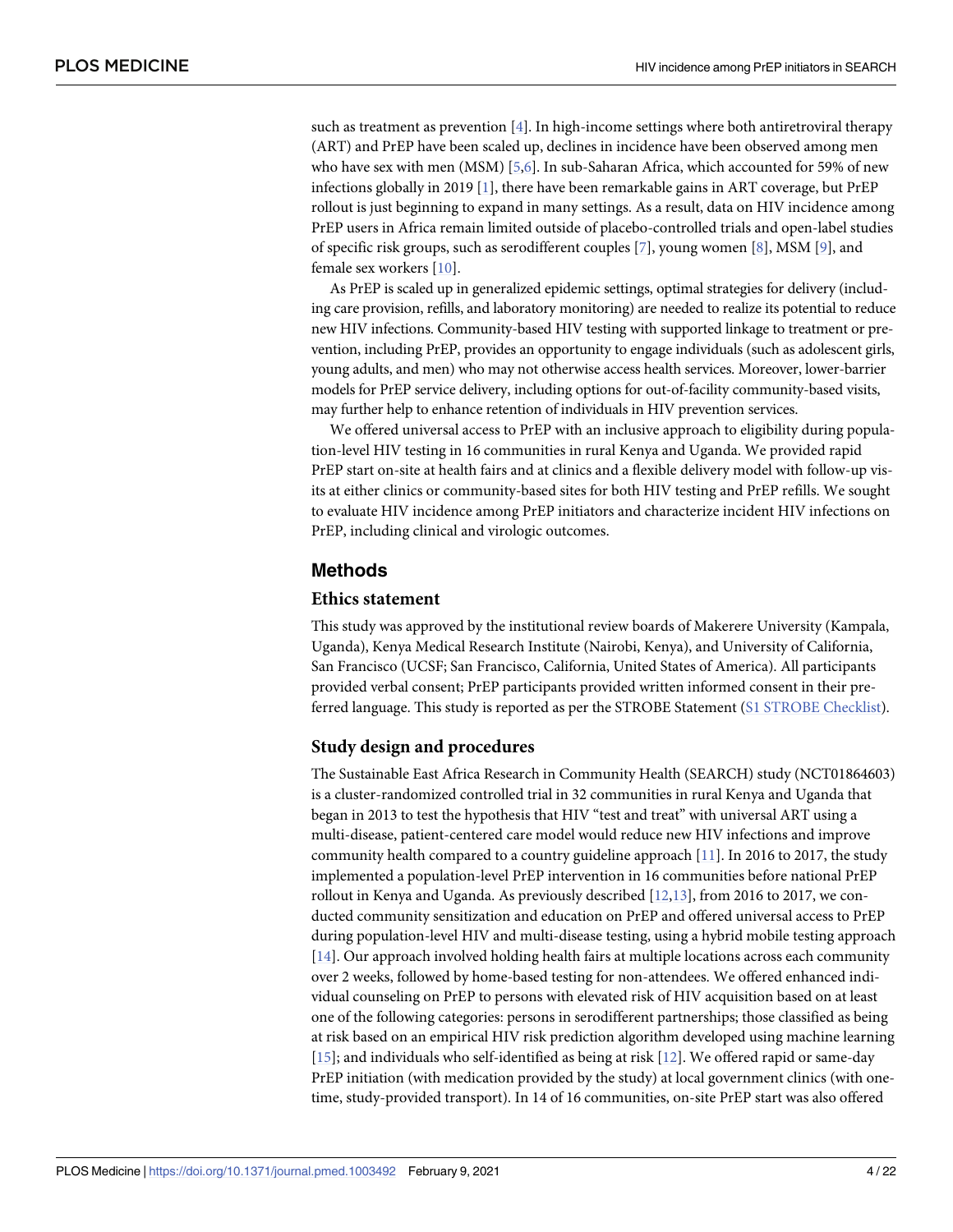such as treatment as prevention [4]. In high-income settings where both antiretroviral therapy (ART) and PrEP have been scaled up, declines in incidence have been observed among men who have sex with men (MSM) [5,6]. In sub-Saharan Africa, which accounted for 59% of new infections globally in 2019 [1], there have been remarkable gains in ART coverage, but PrEP rollout is just beginning to expand in many settings. As a result, data on HIV incidence among PrEP users in Africa remain limited outside of placebo-controlled trials and open-label studies of specific risk groups, such as serodifferent couples [7], young women [8], MSM [9], and female sex workers [10].

As PrEP is scaled up in generalized epidemic settings, optimal strategies for delivery (including care provision, refills, and laboratory monitoring) are needed to realize its potential to reduce new HIV infections. Community-based HIV testing with supported linkage to treatment or prevention, including PrEP, provides an opportunity to engage individuals (such as adolescent girls, young adults, and men) who may not otherwise access health services. Moreover, lower-barrier models for PrEP service delivery, including options for out-of-facility community-based visits, may further help to enhance retention of individuals in HIV prevention services.

We offered universal access to PrEP with an inclusive approach to eligibility during population-level HIV testing in 16 communities in rural Kenya and Uganda. We provided rapid PrEP start on-site at health fairs and at clinics and a flexible delivery model with follow-up visits at either clinics or community-based sites for both HIV testing and PrEP refills. We sought to evaluate HIV incidence among PrEP initiators and characterize incident HIV infections on PrEP, including clinical and virologic outcomes.

## Methods

### Ethics statement

This study was approved by the institutional review boards of Makerere University (Kampala, Uganda), Kenya Medical Research Institute (Nairobi, Kenya), and University of California, San Francisco (UCSF; San Francisco, California, United States of America). All participants provided verbal consent; PrEP participants provided written informed consent in their preferred language. This study is reported as per the STROBE Statement (S1 STROBE Checklist).

### Study design and procedures

The Sustainable East Africa Research in Community Health (SEARCH) study (NCT01864603) is a cluster-randomized controlled trial in 32 communities in rural Kenya and Uganda that began in 2013 to test the hypothesis that HIV "test and treat" with universal ART using a multi-disease, patient-centered care model would reduce new HIV infections and improve community health compared to a country guideline approach [11]. In 2016 to 2017, the study implemented a population-level PrEP intervention in 16 communities before national PrEP rollout in Kenya and Uganda. As previously described [12,13], from 2016 to 2017, we conducted community sensitization and education on PrEP and offered universal access to PrEP during population-level HIV and multi-disease testing, using a hybrid mobile testing approach [14]. Our approach involved holding health fairs at multiple locations across each community over 2 weeks, followed by home-based testing for non-attendees. We offered enhanced individual counseling on PrEP to persons with elevated risk of HIV acquisition based on at least one of the following categories: persons in serodifferent partnerships; those classified as being at risk based on an empirical HIV risk prediction algorithm developed using machine learning [15]; and individuals who self-identified as being at risk [12]. We offered rapid or same-day PrEP initiation (with medication provided by the study) at local government clinics (with one-time, study-provided transport). In 14 of 16 communities, on-site PrEP start was also offered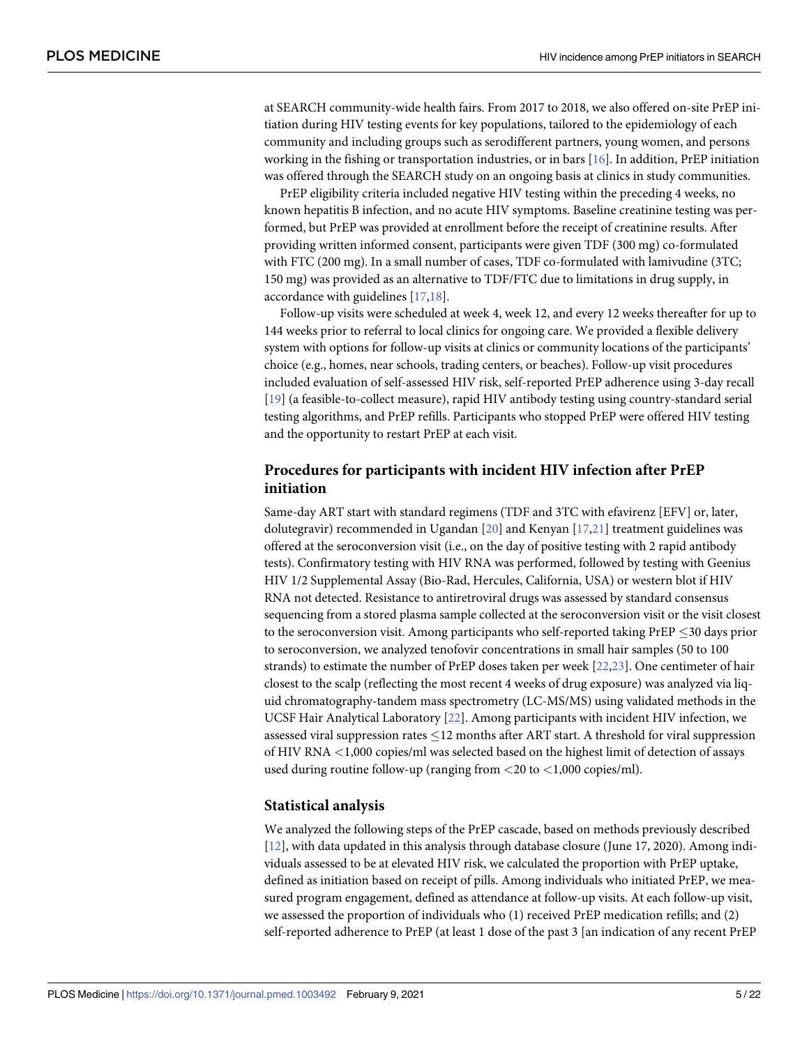at SEARCH community-wide health fairs. From 2017 to 2018, we also offered on-site PrEP initiation during HIV testing events for key populations, tailored to the epidemiology of each community and including groups such as serodifferent partners, young women, and persons working in the fishing or transportation industries, or in bars [16]. In addition, PrEP initiation was offered through the SEARCH study on an ongoing basis at clinics in study communities.

PrEP eligibility criteria included negative HIV testing within the preceding 4 weeks, no known hepatitis B infection, and no acute HIV symptoms. Baseline creatinine testing was performed, but PrEP was provided at enrollment before the receipt of creatinine results. After providing written informed consent, participants were given TDF (300 mg) co-formulated with FTC (200 mg). In a small number of cases, TDF co-formulated with lamivudine (3TC; 150 mg) was provided as an alternative to TDF/FTC due to limitations in drug supply, in accordance with guidelines [17,18].

Follow-up visits were scheduled at week 4, week 12, and every 12 weeks thereafter for up to 144 weeks prior to referral to local clinics for ongoing care. We provided a flexible delivery system with options for follow-up visits at clinics or community locations of the participants' choice (e.g., homes, near schools, trading centers, or beaches). Follow-up visit procedures included evaluation of self-assessed HIV risk, self-reported PrEP adherence using 3-day recall [19] (a feasible-to-collect measure), rapid HIV antibody testing using country-standard serial testing algorithms, and PrEP refills. Participants who stopped PrEP were offered HIV testing and the opportunity to restart PrEP at each visit.

## Procedures for participants with incident HIV infection after PrEP initiation

Same-day ART start with standard regimens (TDF and 3TC with efavirenz [EFV] or, later, dolutegravir) recommended in Ugandan [20] and Kenyan [17,21] treatment guidelines was offered at the seroconversion visit (i.e., on the day of positive testing with 2 rapid antibody tests). Confirmatory testing with HIV RNA was performed, followed by testing with Geenius HIV 1/2 Supplemental Assay (Bio-Rad, Hercules, California, USA) or western blot if HIV RNA not detected. Resistance to antiretroviral drugs was assessed by standard consensus sequencing from a stored plasma sample collected at the seroconversion visit or the visit closest to the seroconversion visit. Among participants who self-reported taking PrEP ≤30 days prior to seroconversion, we analyzed tenofovir concentrations in small hair samples (50 to 100 strands) to estimate the number of PrEP doses taken per week [22,23]. One centimeter of hair closest to the scalp (reflecting the most recent 4 weeks of drug exposure) was analyzed via liquid chromatography-tandem mass spectrometry (LC-MS/MS) using validated methods in the UCSF Hair Analytical Laboratory [22]. Among participants with incident HIV infection, we assessed viral suppression rates ≤12 months after ART start. A threshold for viral suppression of HIV RNA <1,000 copies/ml was selected based on the highest limit of detection of assays used during routine follow-up (ranging from <20 to <1,000 copies/ml).

## Statistical analysis

We analyzed the following steps of the PrEP cascade, based on methods previously described [12], with data updated in this analysis through database closure (June 17, 2020). Among individuals assessed to be at elevated HIV risk, we calculated the proportion with PrEP uptake, defined as initiation based on receipt of pills. Among individuals who initiated PrEP, we measured program engagement, defined as attendance at follow-up visits. At each follow-up visit, we assessed the proportion of individuals who (1) received PrEP medication refills; and (2) self-reported adherence to PrEP (at least 1 dose of the past 3 [an indication of any recent PrEP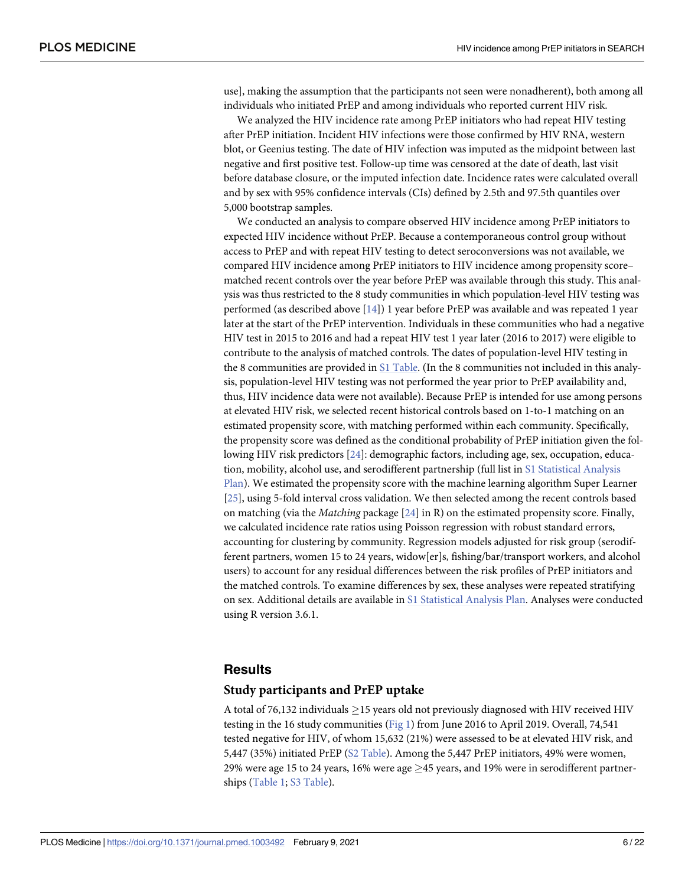use], making the assumption that the participants not seen were nonadherent), both among all individuals who initiated PrEP and among individuals who reported current HIV risk.

We analyzed the HIV incidence rate among PrEP initiators who had repeat HIV testing after PrEP initiation. Incident HIV infections were those confirmed by HIV RNA, western blot, or Geenius testing. The date of HIV infection was imputed as the midpoint between last negative and first positive test. Follow-up time was censored at the date of death, last visit before database closure, or the imputed infection date. Incidence rates were calculated overall and by sex with 95% confidence intervals (CIs) defined by 2.5th and 97.5th quantiles over 5,000 bootstrap samples.

We conducted an analysis to compare observed HIV incidence among PrEP initiators to expected HIV incidence without PrEP. Because a contemporaneous control group without access to PrEP and with repeat HIV testing to detect seroconversions was not available, we compared HIV incidence among PrEP initiators to HIV incidence among propensity score–matched recent controls over the year before PrEP was available through this study. This analysis was thus restricted to the 8 study communities in which population-level HIV testing was performed (as described above [14]) 1 year before PrEP was available and was repeated 1 year later at the start of the PrEP intervention. Individuals in these communities who had a negative HIV test in 2015 to 2016 and had a repeat HIV test 1 year later (2016 to 2017) were eligible to contribute to the analysis of matched controls. The dates of population-level HIV testing in the 8 communities are provided in S1 Table. (In the 8 communities not included in this analysis, population-level HIV testing was not performed the year prior to PrEP availability and, thus, HIV incidence data were not available). Because PrEP is intended for use among persons at elevated HIV risk, we selected recent historical controls based on 1-to-1 matching on an estimated propensity score, with matching performed within each community. Specifically, the propensity score was defined as the conditional probability of PrEP initiation given the following HIV risk predictors [24]: demographic factors, including age, sex, occupation, education, mobility, alcohol use, and serodifferent partnership (full list in S1 Statistical Analysis Plan). We estimated the propensity score with the machine learning algorithm Super Learner [25], using 5-fold interval cross validation. We then selected among the recent controls based on matching (via the *Matching* package [24] in R) on the estimated propensity score. Finally, we calculated incidence rate ratios using Poisson regression with robust standard errors, accounting for clustering by community. Regression models adjusted for risk group (serodifferent partners, women 15 to 24 years, widow[er]s, fishing/bar/transport workers, and alcohol users) to account for any residual differences between the risk profiles of PrEP initiators and the matched controls. To examine differences by sex, these analyses were repeated stratifying on sex. Additional details are available in S1 Statistical Analysis Plan. Analyses were conducted using R version 3.6.1.

## Results

### Study participants and PrEP uptake

A total of 76,132 individuals ≥15 years old not previously diagnosed with HIV received HIV testing in the 16 study communities (Fig 1) from June 2016 to April 2019. Overall, 74,541 tested negative for HIV, of whom 15,632 (21%) were assessed to be at elevated HIV risk, and 5,447 (35%) initiated PrEP (S2 Table). Among the 5,447 PrEP initiators, 49% were women, 29% were age 15 to 24 years, 16% were age ≥45 years, and 19% were in serodifferent partnerships (Table 1; S3 Table).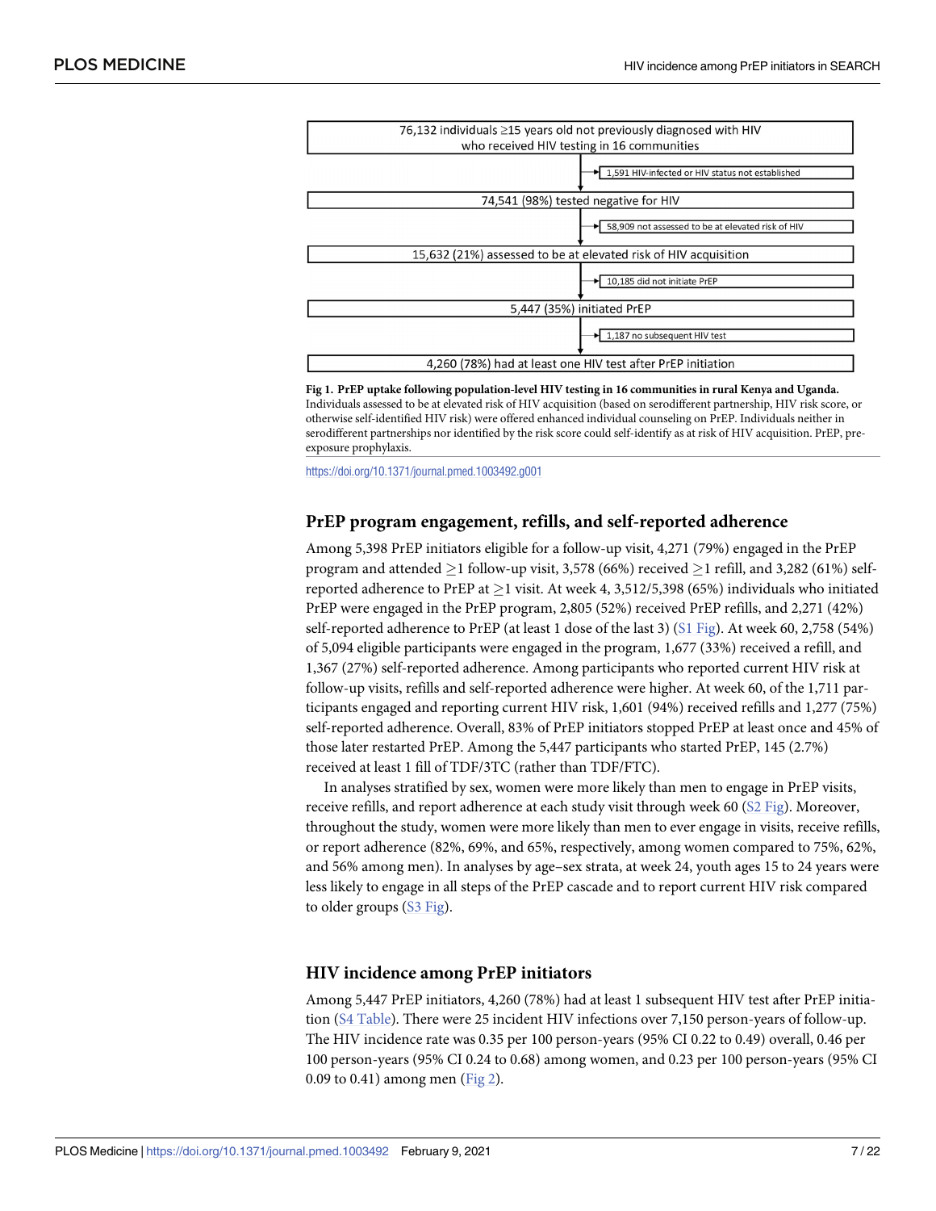76,132 individuals ≥15 years old not previously diagnosed with HIV who received HIV testing in 16 communities

→ 1,591 HIV-infected or HIV status not established

74,541 (98%) tested negative for HIV

→ 58,909 not assessed to be at elevated risk of HIV

15,632 (21%) assessed to be at elevated risk of HIV acquisition

→ 10,185 did not initiate PrEP

5,447 (35%) initiated PrEP

→ 1,187 no subsequent HIV test

4,260 (78%) had at least one HIV test after PrEP initiation

**Fig 1. PrEP uptake following population-level HIV testing in 16 communities in rural Kenya and Uganda.** Individuals assessed to be at elevated risk of HIV acquisition (based on serodifferent partnership, HIV risk score, or otherwise self-identified HIV risk) were offered enhanced individual counseling on PrEP. Individuals neither in serodifferent partnerships nor identified by the risk score could self-identify as at risk of HIV acquisition. PrEP, pre-exposure prophylaxis.

https://doi.org/10.1371/journal.pmed.1003492.g001

## PrEP program engagement, refills, and self-reported adherence

Among 5,398 PrEP initiators eligible for a follow-up visit, 4,271 (79%) engaged in the PrEP program and attended ≥1 follow-up visit, 3,578 (66%) received ≥1 refill, and 3,282 (61%) self-reported adherence to PrEP at ≥1 visit. At week 4, 3,512/5,398 (65%) individuals who initiated PrEP were engaged in the PrEP program, 2,805 (52%) received PrEP refills, and 2,271 (42%) self-reported adherence to PrEP (at least 1 dose of the last 3) (S1 Fig). At week 60, 2,758 (54%) of 5,094 eligible participants were engaged in the program, 1,677 (33%) received a refill, and 1,367 (27%) self-reported adherence. Among participants who reported current HIV risk at follow-up visits, refills and self-reported adherence were higher. At week 60, of the 1,711 participants engaged and reporting current HIV risk, 1,601 (94%) received refills and 1,277 (75%) self-reported adherence. Overall, 83% of PrEP initiators stopped PrEP at least once and 45% of those later restarted PrEP. Among the 5,447 participants who started PrEP, 145 (2.7%) received at least 1 fill of TDF/3TC (rather than TDF/FTC).

In analyses stratified by sex, women were more likely than men to engage in PrEP visits, receive refills, and report adherence at each study visit through week 60 (S2 Fig). Moreover, throughout the study, women were more likely than men to ever engage in visits, receive refills, or report adherence (82%, 69%, and 65%, respectively, among women compared to 75%, 62%, and 56% among men). In analyses by age–sex strata, at week 24, youth ages 15 to 24 years were less likely to engage in all steps of the PrEP cascade and to report current HIV risk compared to older groups (S3 Fig).

## HIV incidence among PrEP initiators

Among 5,447 PrEP initiators, 4,260 (78%) had at least 1 subsequent HIV test after PrEP initiation (S4 Table). There were 25 incident HIV infections over 7,150 person-years of follow-up. The HIV incidence rate was 0.35 per 100 person-years (95% CI 0.22 to 0.49) overall, 0.46 per 100 person-years (95% CI 0.24 to 0.68) among women, and 0.23 per 100 person-years (95% CI 0.09 to 0.41) among men (Fig 2).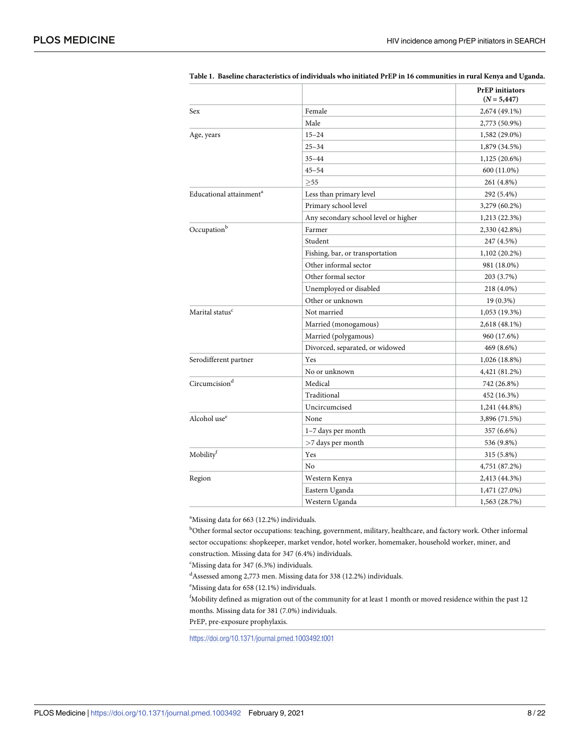**Table 1. Baseline characteristics of individuals who initiated PrEP in 16 communities in rural Kenya and Uganda.**

| | | PrEP initiators (*N* = 5,447) |
|---|---|---|
| Sex | Female | 2,674 (49.1%) |
| | Male | 2,773 (50.9%) |
| Age, years | 15–24 | 1,582 (29.0%) |
| | 25–34 | 1,879 (34.5%) |
| | 35–44 | 1,125 (20.6%) |
| | 45–54 | 600 (11.0%) |
| | ≥55 | 261 (4.8%) |
| Educational attainment[a] | Less than primary level | 292 (5.4%) |
| | Primary school level | 3,279 (60.2%) |
| | Any secondary school level or higher | 1,213 (22.3%) |
| Occupation[b] | Farmer | 2,330 (42.8%) |
| | Student | 247 (4.5%) |
| | Fishing, bar, or transportation | 1,102 (20.2%) |
| | Other informal sector | 981 (18.0%) |
| | Other formal sector | 203 (3.7%) |
| | Unemployed or disabled | 218 (4.0%) |
| | Other or unknown | 19 (0.3%) |
| Marital status[c] | Not married | 1,053 (19.3%) |
| | Married (monogamous) | 2,618 (48.1%) |
| | Married (polygamous) | 960 (17.6%) |
| | Divorced, separated, or widowed | 469 (8.6%) |
| Serodifferent partner | Yes | 1,026 (18.8%) |
| | No or unknown | 4,421 (81.2%) |
| Circumcision[d] | Medical | 742 (26.8%) |
| | Traditional | 452 (16.3%) |
| | Uncircumcised | 1,241 (44.8%) |
| Alcohol use[e] | None | 3,896 (71.5%) |
| | 1–7 days per month | 357 (6.6%) |
| | >7 days per month | 536 (9.8%) |
| Mobility[f] | Yes | 315 (5.8%) |
| | No | 4,751 (87.2%) |
| Region | Western Kenya | 2,413 (44.3%) |
| | Eastern Uganda | 1,471 (27.0%) |
| | Western Uganda | 1,563 (28.7%) |

[a]Missing data for 663 (12.2%) individuals.

[b]Other formal sector occupations: teaching, government, military, healthcare, and factory work. Other informal sector occupations: shopkeeper, market vendor, hotel worker, homemaker, household worker, miner, and construction. Missing data for 347 (6.4%) individuals.

[c]Missing data for 347 (6.3%) individuals.

[d]Assessed among 2,773 men. Missing data for 338 (12.2%) individuals.

[e]Missing data for 658 (12.1%) individuals.

[f]Mobility defined as migration out of the community for at least 1 month or moved residence within the past 12 months. Missing data for 381 (7.0%) individuals.

PrEP, pre-exposure prophylaxis.

https://doi.org/10.1371/journal.pmed.1003492.t001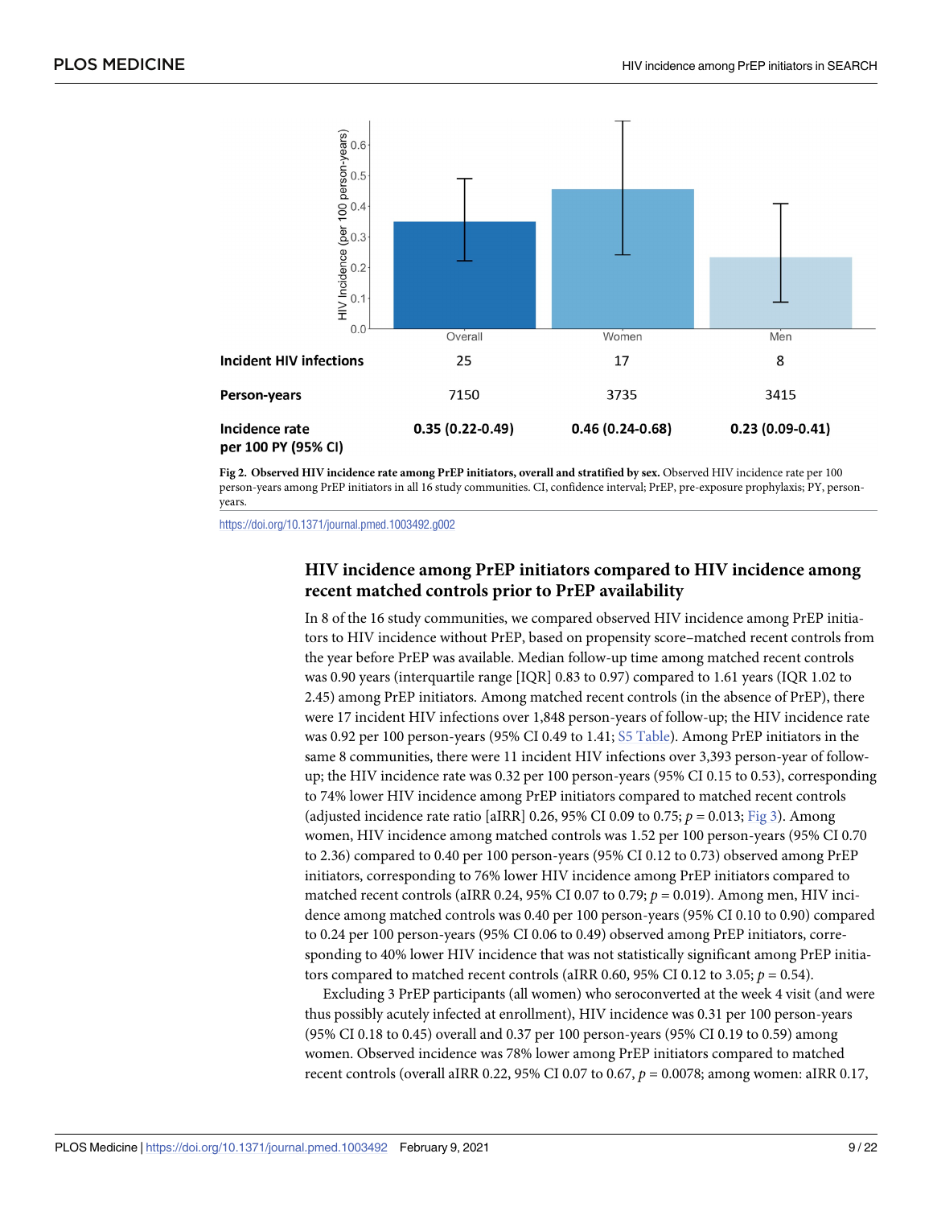| | Overall | Women | Men |
|---|---|---|---|
| **Incident HIV infections** | 25 | 17 | 8 |
| **Person-years** | 7150 | 3735 | 3415 |
| **Incidence rate per 100 PY (95% CI)** | **0.35 (0.22-0.49)** | **0.46 (0.24-0.68)** | **0.23 (0.09-0.41)** |

**Fig 2. Observed HIV incidence rate among PrEP initiators, overall and stratified by sex.** Observed HIV incidence rate per 100 person-years among PrEP initiators in all 16 study communities. CI, confidence interval; PrEP, pre-exposure prophylaxis; PY, person-years.

https://doi.org/10.1371/journal.pmed.1003492.g002

## HIV incidence among PrEP initiators compared to HIV incidence among recent matched controls prior to PrEP availability

In 8 of the 16 study communities, we compared observed HIV incidence among PrEP initiators to HIV incidence without PrEP, based on propensity score–matched recent controls from the year before PrEP was available. Median follow-up time among matched recent controls was 0.90 years (interquartile range [IQR] 0.83 to 0.97) compared to 1.61 years (IQR 1.02 to 2.45) among PrEP initiators. Among matched recent controls (in the absence of PrEP), there were 17 incident HIV infections over 1,848 person-years of follow-up; the HIV incidence rate was 0.92 per 100 person-years (95% CI 0.49 to 1.41; S5 Table). Among PrEP initiators in the same 8 communities, there were 11 incident HIV infections over 3,393 person-year of follow-up; the HIV incidence rate was 0.32 per 100 person-years (95% CI 0.15 to 0.53), corresponding to 74% lower HIV incidence among PrEP initiators compared to matched recent controls (adjusted incidence rate ratio [aIRR] 0.26, 95% CI 0.09 to 0.75; $p = 0.013$; Fig 3). Among women, HIV incidence among matched controls was 1.52 per 100 person-years (95% CI 0.70 to 2.36) compared to 0.40 per 100 person-years (95% CI 0.12 to 0.73) observed among PrEP initiators, corresponding to 76% lower HIV incidence among PrEP initiators compared to matched recent controls (aIRR 0.24, 95% CI 0.07 to 0.79; $p = 0.019$). Among men, HIV incidence among matched controls was 0.40 per 100 person-years (95% CI 0.10 to 0.90) compared to 0.24 per 100 person-years (95% CI 0.06 to 0.49) observed among PrEP initiators, corresponding to 40% lower HIV incidence that was not statistically significant among PrEP initiators compared to matched recent controls (aIRR 0.60, 95% CI 0.12 to 3.05; $p = 0.54$).

Excluding 3 PrEP participants (all women) who seroconverted at the week 4 visit (and were thus possibly acutely infected at enrollment), HIV incidence was 0.31 per 100 person-years (95% CI 0.18 to 0.45) overall and 0.37 per 100 person-years (95% CI 0.19 to 0.59) among women. Observed incidence was 78% lower among PrEP initiators compared to matched recent controls (overall aIRR 0.22, 95% CI 0.07 to 0.67, $p = 0.0078$; among women: aIRR 0.17,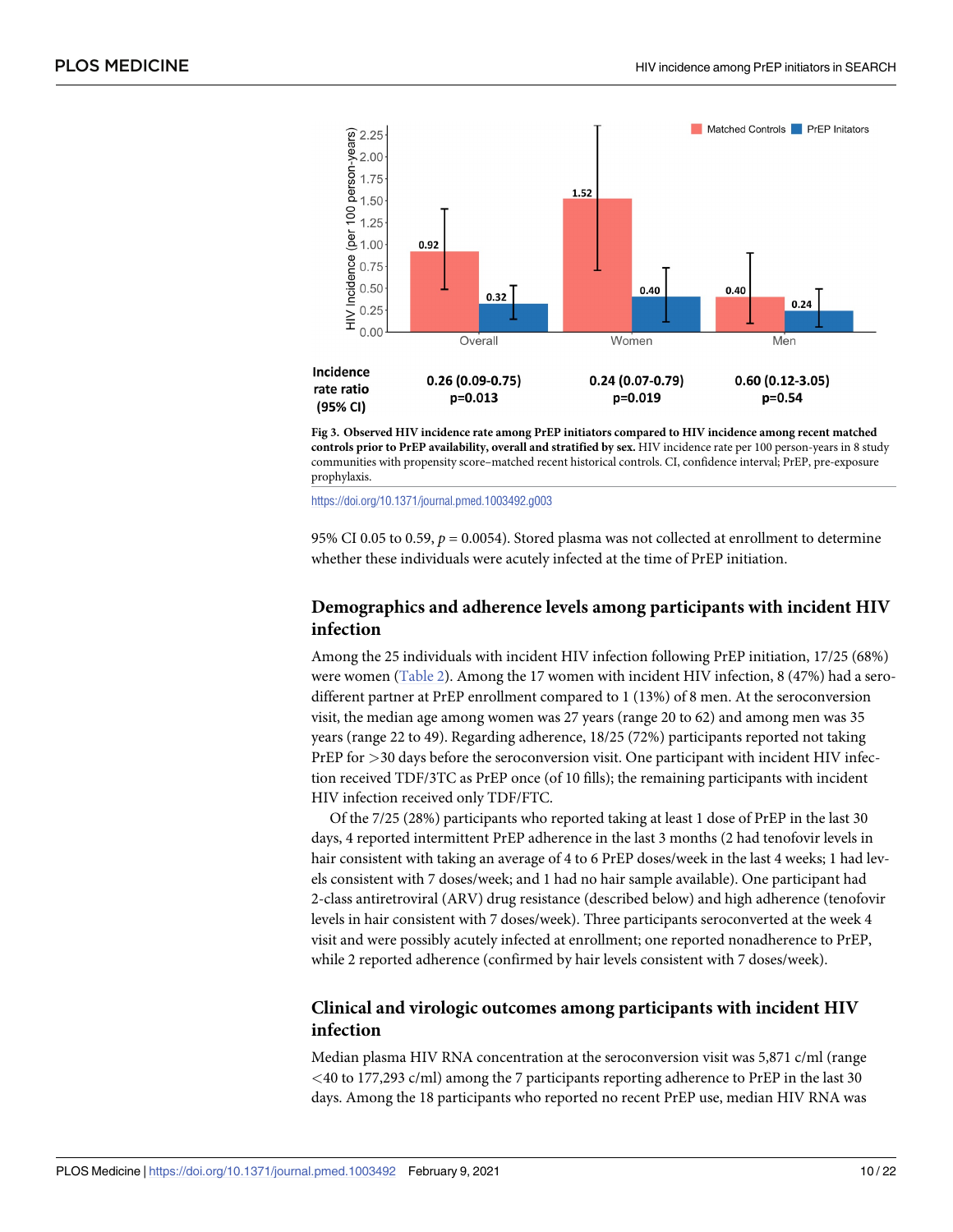Fig 3. Observed HIV incidence rate among PrEP initiators compared to HIV incidence among recent matched controls prior to PrEP availability, overall and stratified by sex. HIV incidence rate per 100 person-years in 8 study communities with propensity score–matched recent historical controls. CI, confidence interval; PrEP, pre-exposure prophylaxis.

https://doi.org/10.1371/journal.pmed.1003492.g003

95% CI 0.05 to 0.59, $p = 0.0054$). Stored plasma was not collected at enrollment to determine whether these individuals were acutely infected at the time of PrEP initiation.

## Demographics and adherence levels among participants with incident HIV infection

Among the 25 individuals with incident HIV infection following PrEP initiation, 17/25 (68%) were women (Table 2). Among the 17 women with incident HIV infection, 8 (47%) had a serodifferent partner at PrEP enrollment compared to 1 (13%) of 8 men. At the seroconversion visit, the median age among women was 27 years (range 20 to 62) and among men was 35 years (range 22 to 49). Regarding adherence, 18/25 (72%) participants reported not taking PrEP for >30 days before the seroconversion visit. One participant with incident HIV infection received TDF/3TC as PrEP once (of 10 fills); the remaining participants with incident HIV infection received only TDF/FTC.

Of the 7/25 (28%) participants who reported taking at least 1 dose of PrEP in the last 30 days, 4 reported intermittent PrEP adherence in the last 3 months (2 had tenofovir levels in hair consistent with taking an average of 4 to 6 PrEP doses/week in the last 4 weeks; 1 had levels consistent with 7 doses/week; and 1 had no hair sample available). One participant had 2-class antiretroviral (ARV) drug resistance (described below) and high adherence (tenofovir levels in hair consistent with 7 doses/week). Three participants seroconverted at the week 4 visit and were possibly acutely infected at enrollment; one reported nonadherence to PrEP, while 2 reported adherence (confirmed by hair levels consistent with 7 doses/week).

## Clinical and virologic outcomes among participants with incident HIV infection

Median plasma HIV RNA concentration at the seroconversion visit was 5,871 c/ml (range <40 to 177,293 c/ml) among the 7 participants reporting adherence to PrEP in the last 30 days. Among the 18 participants who reported no recent PrEP use, median HIV RNA was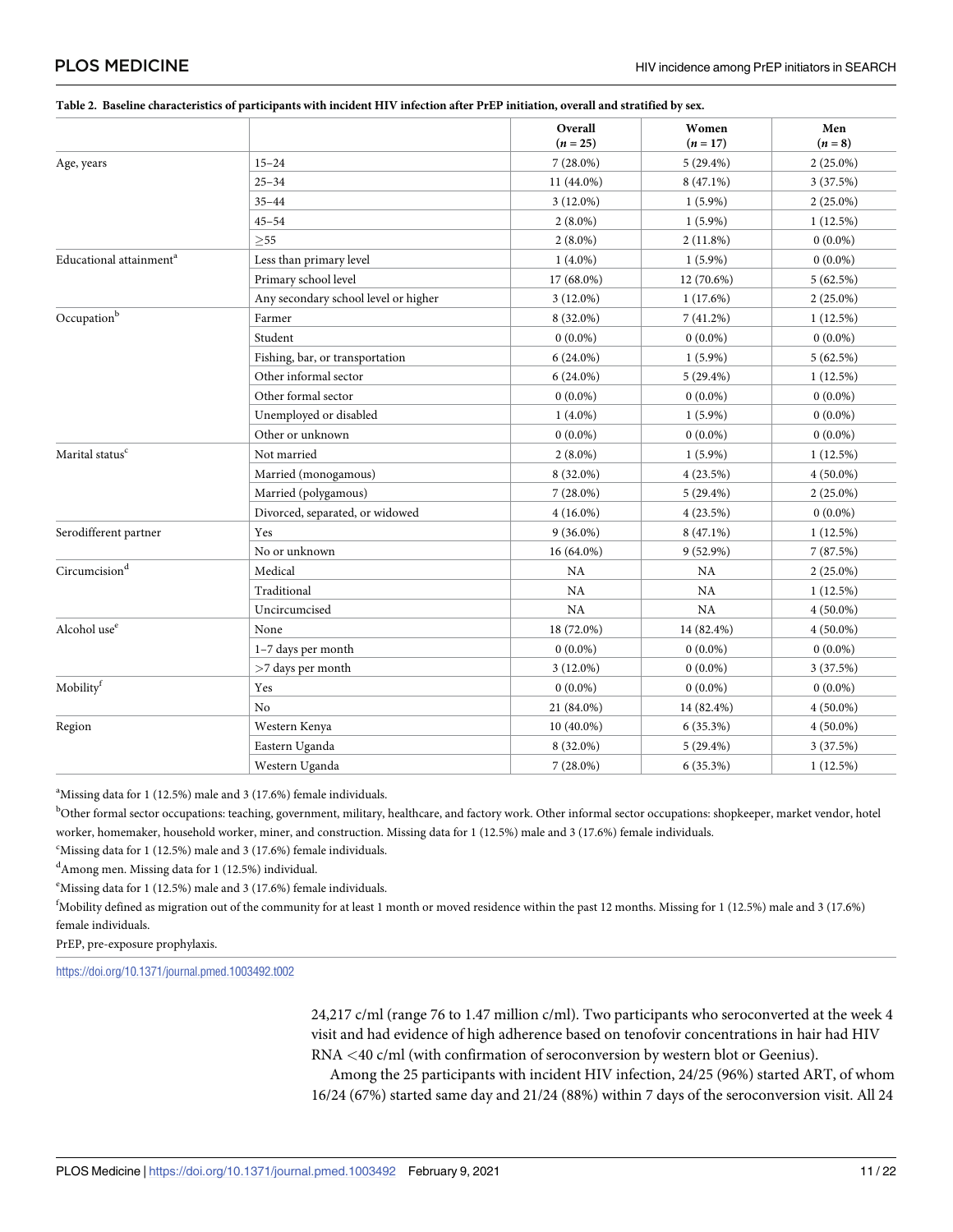**Table 2. Baseline characteristics of participants with incident HIV infection after PrEP initiation, overall and stratified by sex.**

| | | Overall ($n$ = 25) | Women ($n$ = 17) | Men ($n$ = 8) |
|---|---|---|---|---|
| Age, years | 15–24 | 7 (28.0%) | 5 (29.4%) | 2 (25.0%) |
| | 25–34 | 11 (44.0%) | 8 (47.1%) | 3 (37.5%) |
| | 35–44 | 3 (12.0%) | 1 (5.9%) | 2 (25.0%) |
| | 45–54 | 2 (8.0%) | 1 (5.9%) | 1 (12.5%) |
| | ≥55 | 2 (8.0%) | 2 (11.8%) | 0 (0.0%) |
| Educational attainment[a] | Less than primary level | 1 (4.0%) | 1 (5.9%) | 0 (0.0%) |
| | Primary school level | 17 (68.0%) | 12 (70.6%) | 5 (62.5%) |
| | Any secondary school level or higher | 3 (12.0%) | 1 (17.6%) | 2 (25.0%) |
| Occupation[b] | Farmer | 8 (32.0%) | 7 (41.2%) | 1 (12.5%) |
| | Student | 0 (0.0%) | 0 (0.0%) | 0 (0.0%) |
| | Fishing, bar, or transportation | 6 (24.0%) | 1 (5.9%) | 5 (62.5%) |
| | Other informal sector | 6 (24.0%) | 5 (29.4%) | 1 (12.5%) |
| | Other formal sector | 0 (0.0%) | 0 (0.0%) | 0 (0.0%) |
| | Unemployed or disabled | 1 (4.0%) | 1 (5.9%) | 0 (0.0%) |
| | Other or unknown | 0 (0.0%) | 0 (0.0%) | 0 (0.0%) |
| Marital status[c] | Not married | 2 (8.0%) | 1 (5.9%) | 1 (12.5%) |
| | Married (monogamous) | 8 (32.0%) | 4 (23.5%) | 4 (50.0%) |
| | Married (polygamous) | 7 (28.0%) | 5 (29.4%) | 2 (25.0%) |
| | Divorced, separated, or widowed | 4 (16.0%) | 4 (23.5%) | 0 (0.0%) |
| Serodifferent partner | Yes | 9 (36.0%) | 8 (47.1%) | 1 (12.5%) |
| | No or unknown | 16 (64.0%) | 9 (52.9%) | 7 (87.5%) |
| Circumcision[d] | Medical | NA | NA | 2 (25.0%) |
| | Traditional | NA | NA | 1 (12.5%) |
| | Uncircumcised | NA | NA | 4 (50.0%) |
| Alcohol use[e] | None | 18 (72.0%) | 14 (82.4%) | 4 (50.0%) |
| | 1–7 days per month | 0 (0.0%) | 0 (0.0%) | 0 (0.0%) |
| | >7 days per month | 3 (12.0%) | 0 (0.0%) | 3 (37.5%) |
| Mobility[f] | Yes | 0 (0.0%) | 0 (0.0%) | 0 (0.0%) |
| | No | 21 (84.0%) | 14 (82.4%) | 4 (50.0%) |
| Region | Western Kenya | 10 (40.0%) | 6 (35.3%) | 4 (50.0%) |
| | Eastern Uganda | 8 (32.0%) | 5 (29.4%) | 3 (37.5%) |
| | Western Uganda | 7 (28.0%) | 6 (35.3%) | 1 (12.5%) |

[a]Missing data for 1 (12.5%) male and 3 (17.6%) female individuals.

[b]Other formal sector occupations: teaching, government, military, healthcare, and factory work. Other informal sector occupations: shopkeeper, market vendor, hotel worker, homemaker, household worker, miner, and construction. Missing data for 1 (12.5%) male and 3 (17.6%) female individuals.

[c]Missing data for 1 (12.5%) male and 3 (17.6%) female individuals.

[d]Among men. Missing data for 1 (12.5%) individual.

[e]Missing data for 1 (12.5%) male and 3 (17.6%) female individuals.

[f]Mobility defined as migration out of the community for at least 1 month or moved residence within the past 12 months. Missing for 1 (12.5%) male and 3 (17.6%) female individuals.

PrEP, pre-exposure prophylaxis.

https://doi.org/10.1371/journal.pmed.1003492.t002

24,217 c/ml (range 76 to 1.47 million c/ml). Two participants who seroconverted at the week 4 visit and had evidence of high adherence based on tenofovir concentrations in hair had HIV RNA <40 c/ml (with confirmation of seroconversion by western blot or Geenius).

Among the 25 participants with incident HIV infection, 24/25 (96%) started ART, of whom 16/24 (67%) started same day and 21/24 (88%) within 7 days of the seroconversion visit. All 24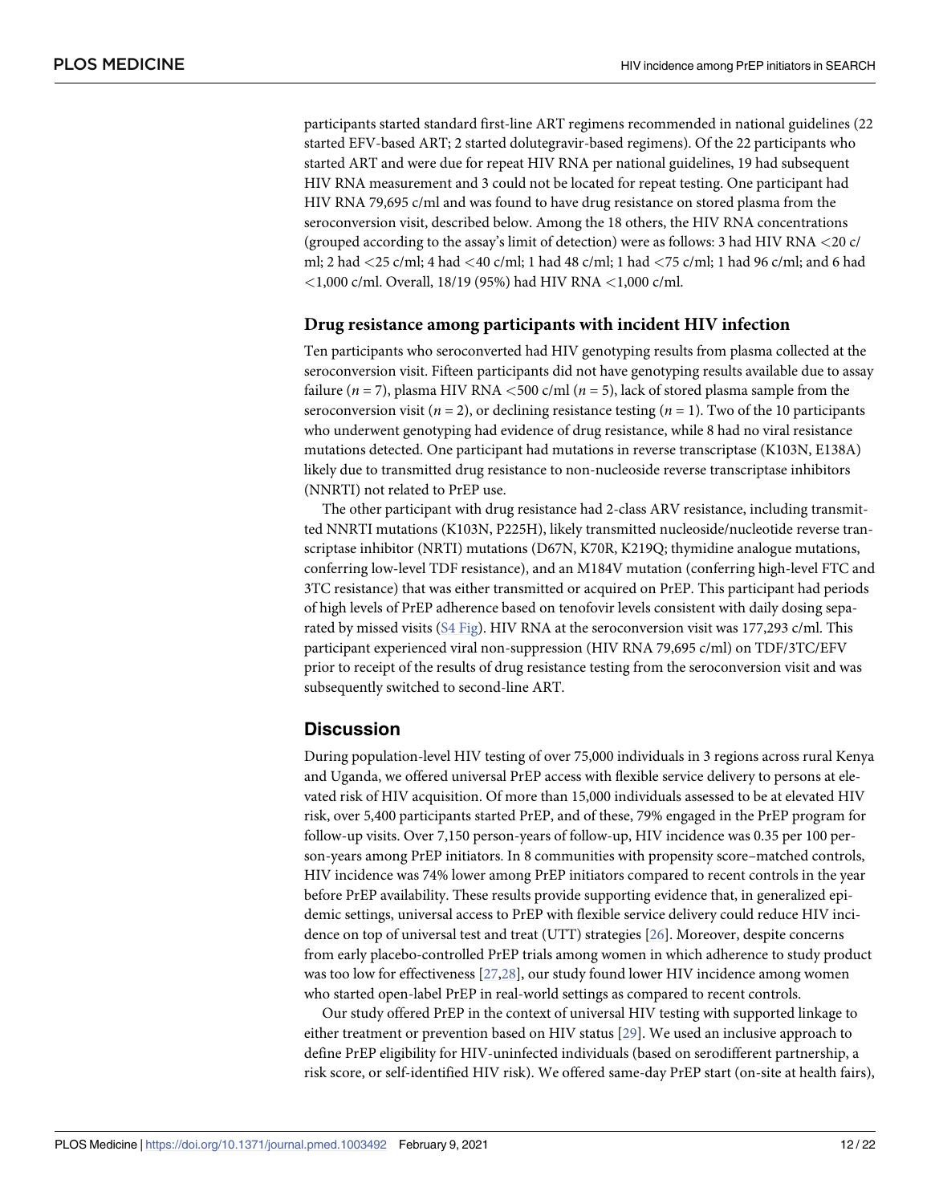participants started standard first-line ART regimens recommended in national guidelines (22 started EFV-based ART; 2 started dolutegravir-based regimens). Of the 22 participants who started ART and were due for repeat HIV RNA per national guidelines, 19 had subsequent HIV RNA measurement and 3 could not be located for repeat testing. One participant had HIV RNA 79,695 c/ml and was found to have drug resistance on stored plasma from the seroconversion visit, described below. Among the 18 others, the HIV RNA concentrations (grouped according to the assay's limit of detection) were as follows: 3 had HIV RNA <20 c/ml; 2 had <25 c/ml; 4 had <40 c/ml; 1 had 48 c/ml; 1 had <75 c/ml; 1 had 96 c/ml; and 6 had <1,000 c/ml. Overall, 18/19 (95%) had HIV RNA <1,000 c/ml.

### Drug resistance among participants with incident HIV infection

Ten participants who seroconverted had HIV genotyping results from plasma collected at the seroconversion visit. Fifteen participants did not have genotyping results available due to assay failure (*n* = 7), plasma HIV RNA <500 c/ml (*n* = 5), lack of stored plasma sample from the seroconversion visit (*n* = 2), or declining resistance testing (*n* = 1). Two of the 10 participants who underwent genotyping had evidence of drug resistance, while 8 had no viral resistance mutations detected. One participant had mutations in reverse transcriptase (K103N, E138A) likely due to transmitted drug resistance to non-nucleoside reverse transcriptase inhibitors (NNRTI) not related to PrEP use.

The other participant with drug resistance had 2-class ARV resistance, including transmitted NNRTI mutations (K103N, P225H), likely transmitted nucleoside/nucleotide reverse transcriptase inhibitor (NRTI) mutations (D67N, K70R, K219Q; thymidine analogue mutations, conferring low-level TDF resistance), and an M184V mutation (conferring high-level FTC and 3TC resistance) that was either transmitted or acquired on PrEP. This participant had periods of high levels of PrEP adherence based on tenofovir levels consistent with daily dosing separated by missed visits (S4 Fig). HIV RNA at the seroconversion visit was 177,293 c/ml. This participant experienced viral non-suppression (HIV RNA 79,695 c/ml) on TDF/3TC/EFV prior to receipt of the results of drug resistance testing from the seroconversion visit and was subsequently switched to second-line ART.

## Discussion

During population-level HIV testing of over 75,000 individuals in 3 regions across rural Kenya and Uganda, we offered universal PrEP access with flexible service delivery to persons at elevated risk of HIV acquisition. Of more than 15,000 individuals assessed to be at elevated HIV risk, over 5,400 participants started PrEP, and of these, 79% engaged in the PrEP program for follow-up visits. Over 7,150 person-years of follow-up, HIV incidence was 0.35 per 100 person-years among PrEP initiators. In 8 communities with propensity score–matched controls, HIV incidence was 74% lower among PrEP initiators compared to recent controls in the year before PrEP availability. These results provide supporting evidence that, in generalized epidemic settings, universal access to PrEP with flexible service delivery could reduce HIV incidence on top of universal test and treat (UTT) strategies [26]. Moreover, despite concerns from early placebo-controlled PrEP trials among women in which adherence to study product was too low for effectiveness [27,28], our study found lower HIV incidence among women who started open-label PrEP in real-world settings as compared to recent controls.

Our study offered PrEP in the context of universal HIV testing with supported linkage to either treatment or prevention based on HIV status [29]. We used an inclusive approach to define PrEP eligibility for HIV-uninfected individuals (based on serodifferent partnership, a risk score, or self-identified HIV risk). We offered same-day PrEP start (on-site at health fairs),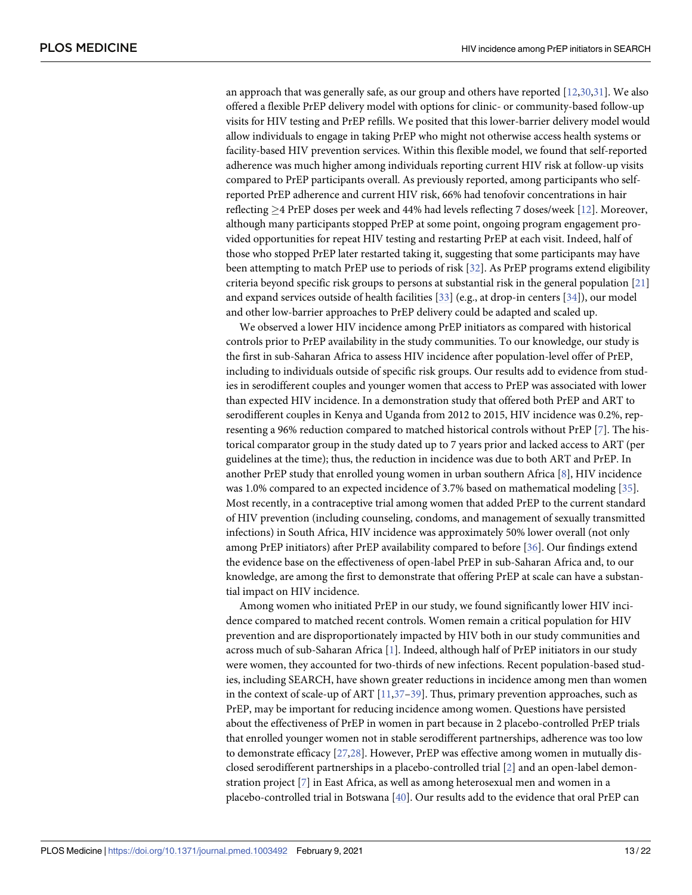an approach that was generally safe, as our group and others have reported [12,30,31]. We also offered a flexible PrEP delivery model with options for clinic- or community-based follow-up visits for HIV testing and PrEP refills. We posited that this lower-barrier delivery model would allow individuals to engage in taking PrEP who might not otherwise access health systems or facility-based HIV prevention services. Within this flexible model, we found that self-reported adherence was much higher among individuals reporting current HIV risk at follow-up visits compared to PrEP participants overall. As previously reported, among participants who self-reported PrEP adherence and current HIV risk, 66% had tenofovir concentrations in hair reflecting $\geq$4 PrEP doses per week and 44% had levels reflecting 7 doses/week [12]. Moreover, although many participants stopped PrEP at some point, ongoing program engagement provided opportunities for repeat HIV testing and restarting PrEP at each visit. Indeed, half of those who stopped PrEP later restarted taking it, suggesting that some participants may have been attempting to match PrEP use to periods of risk [32]. As PrEP programs extend eligibility criteria beyond specific risk groups to persons at substantial risk in the general population [21] and expand services outside of health facilities [33] (e.g., at drop-in centers [34]), our model and other low-barrier approaches to PrEP delivery could be adapted and scaled up.

We observed a lower HIV incidence among PrEP initiators as compared with historical controls prior to PrEP availability in the study communities. To our knowledge, our study is the first in sub-Saharan Africa to assess HIV incidence after population-level offer of PrEP, including to individuals outside of specific risk groups. Our results add to evidence from studies in serodifferent couples and younger women that access to PrEP was associated with lower than expected HIV incidence. In a demonstration study that offered both PrEP and ART to serodifferent couples in Kenya and Uganda from 2012 to 2015, HIV incidence was 0.2%, representing a 96% reduction compared to matched historical controls without PrEP [7]. The historical comparator group in the study dated up to 7 years prior and lacked access to ART (per guidelines at the time); thus, the reduction in incidence was due to both ART and PrEP. In another PrEP study that enrolled young women in urban southern Africa [8], HIV incidence was 1.0% compared to an expected incidence of 3.7% based on mathematical modeling [35]. Most recently, in a contraceptive trial among women that added PrEP to the current standard of HIV prevention (including counseling, condoms, and management of sexually transmitted infections) in South Africa, HIV incidence was approximately 50% lower overall (not only among PrEP initiators) after PrEP availability compared to before [36]. Our findings extend the evidence base on the effectiveness of open-label PrEP in sub-Saharan Africa and, to our knowledge, are among the first to demonstrate that offering PrEP at scale can have a substantial impact on HIV incidence.

Among women who initiated PrEP in our study, we found significantly lower HIV incidence compared to matched recent controls. Women remain a critical population for HIV prevention and are disproportionately impacted by HIV both in our study communities and across much of sub-Saharan Africa [1]. Indeed, although half of PrEP initiators in our study were women, they accounted for two-thirds of new infections. Recent population-based studies, including SEARCH, have shown greater reductions in incidence among men than women in the context of scale-up of ART [11,37–39]. Thus, primary prevention approaches, such as PrEP, may be important for reducing incidence among women. Questions have persisted about the effectiveness of PrEP in women in part because in 2 placebo-controlled PrEP trials that enrolled younger women not in stable serodifferent partnerships, adherence was too low to demonstrate efficacy [27,28]. However, PrEP was effective among women in mutually disclosed serodifferent partnerships in a placebo-controlled trial [2] and an open-label demonstration project [7] in East Africa, as well as among heterosexual men and women in a placebo-controlled trial in Botswana [40]. Our results add to the evidence that oral PrEP can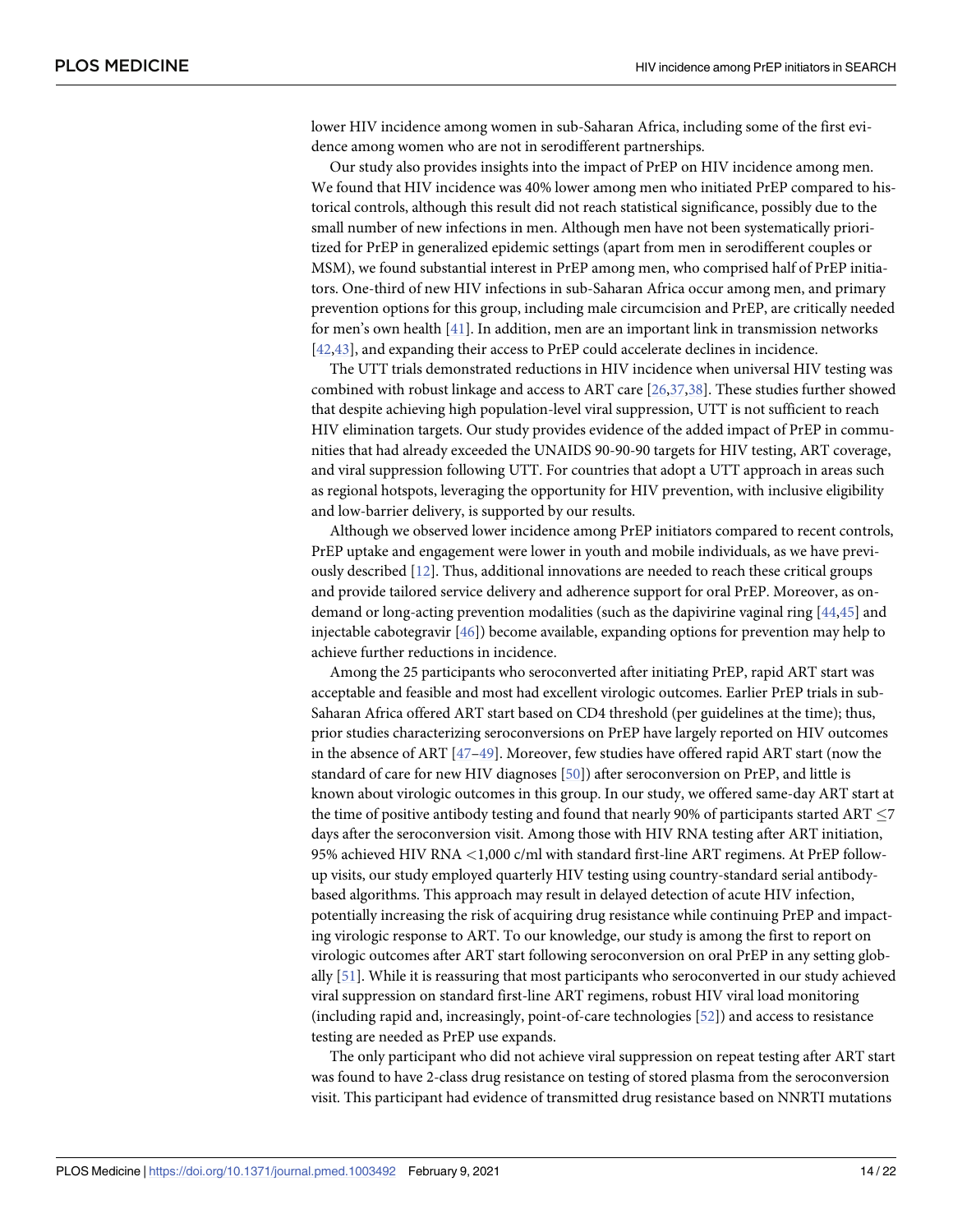lower HIV incidence among women in sub-Saharan Africa, including some of the first evidence among women who are not in serodifferent partnerships.

Our study also provides insights into the impact of PrEP on HIV incidence among men. We found that HIV incidence was 40% lower among men who initiated PrEP compared to historical controls, although this result did not reach statistical significance, possibly due to the small number of new infections in men. Although men have not been systematically prioritized for PrEP in generalized epidemic settings (apart from men in serodifferent couples or MSM), we found substantial interest in PrEP among men, who comprised half of PrEP initiators. One-third of new HIV infections in sub-Saharan Africa occur among men, and primary prevention options for this group, including male circumcision and PrEP, are critically needed for men's own health [41]. In addition, men are an important link in transmission networks [42,43], and expanding their access to PrEP could accelerate declines in incidence.

The UTT trials demonstrated reductions in HIV incidence when universal HIV testing was combined with robust linkage and access to ART care [26,37,38]. These studies further showed that despite achieving high population-level viral suppression, UTT is not sufficient to reach HIV elimination targets. Our study provides evidence of the added impact of PrEP in communities that had already exceeded the UNAIDS 90-90-90 targets for HIV testing, ART coverage, and viral suppression following UTT. For countries that adopt a UTT approach in areas such as regional hotspots, leveraging the opportunity for HIV prevention, with inclusive eligibility and low-barrier delivery, is supported by our results.

Although we observed lower incidence among PrEP initiators compared to recent controls, PrEP uptake and engagement were lower in youth and mobile individuals, as we have previously described [12]. Thus, additional innovations are needed to reach these critical groups and provide tailored service delivery and adherence support for oral PrEP. Moreover, as on-demand or long-acting prevention modalities (such as the dapivirine vaginal ring [44,45] and injectable cabotegravir [46]) become available, expanding options for prevention may help to achieve further reductions in incidence.

Among the 25 participants who seroconverted after initiating PrEP, rapid ART start was acceptable and feasible and most had excellent virologic outcomes. Earlier PrEP trials in sub-Saharan Africa offered ART start based on CD4 threshold (per guidelines at the time); thus, prior studies characterizing seroconversions on PrEP have largely reported on HIV outcomes in the absence of ART [47–49]. Moreover, few studies have offered rapid ART start (now the standard of care for new HIV diagnoses [50]) after seroconversion on PrEP, and little is known about virologic outcomes in this group. In our study, we offered same-day ART start at the time of positive antibody testing and found that nearly 90% of participants started ART $\leq 7$ days after the seroconversion visit. Among those with HIV RNA testing after ART initiation, 95% achieved HIV RNA <1,000 c/ml with standard first-line ART regimens. At PrEP follow-up visits, our study employed quarterly HIV testing using country-standard serial antibody-based algorithms. This approach may result in delayed detection of acute HIV infection, potentially increasing the risk of acquiring drug resistance while continuing PrEP and impacting virologic response to ART. To our knowledge, our study is among the first to report on virologic outcomes after ART start following seroconversion on oral PrEP in any setting globally [51]. While it is reassuring that most participants who seroconverted in our study achieved viral suppression on standard first-line ART regimens, robust HIV viral load monitoring (including rapid and, increasingly, point-of-care technologies [52]) and access to resistance testing are needed as PrEP use expands.

The only participant who did not achieve viral suppression on repeat testing after ART start was found to have 2-class drug resistance on testing of stored plasma from the seroconversion visit. This participant had evidence of transmitted drug resistance based on NNRTI mutations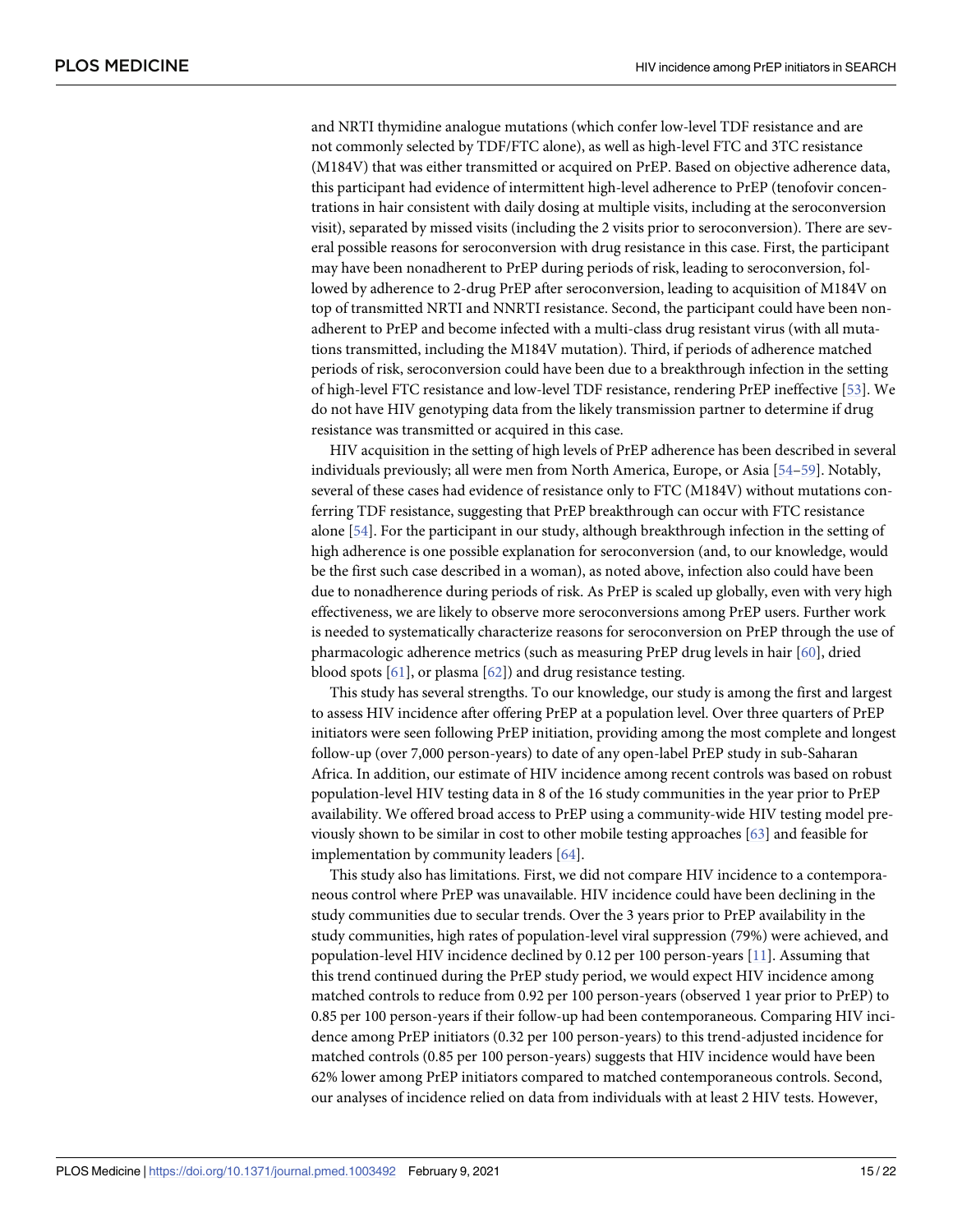and NRTI thymidine analogue mutations (which confer low-level TDF resistance and are not commonly selected by TDF/FTC alone), as well as high-level FTC and 3TC resistance (M184V) that was either transmitted or acquired on PrEP. Based on objective adherence data, this participant had evidence of intermittent high-level adherence to PrEP (tenofovir concentrations in hair consistent with daily dosing at multiple visits, including at the seroconversion visit), separated by missed visits (including the 2 visits prior to seroconversion). There are several possible reasons for seroconversion with drug resistance in this case. First, the participant may have been nonadherent to PrEP during periods of risk, leading to seroconversion, followed by adherence to 2-drug PrEP after seroconversion, leading to acquisition of M184V on top of transmitted NRTI and NNRTI resistance. Second, the participant could have been nonadherent to PrEP and become infected with a multi-class drug resistant virus (with all mutations transmitted, including the M184V mutation). Third, if periods of adherence matched periods of risk, seroconversion could have been due to a breakthrough infection in the setting of high-level FTC resistance and low-level TDF resistance, rendering PrEP ineffective [53]. We do not have HIV genotyping data from the likely transmission partner to determine if drug resistance was transmitted or acquired in this case.

HIV acquisition in the setting of high levels of PrEP adherence has been described in several individuals previously; all were men from North America, Europe, or Asia [54–59]. Notably, several of these cases had evidence of resistance only to FTC (M184V) without mutations conferring TDF resistance, suggesting that PrEP breakthrough can occur with FTC resistance alone [54]. For the participant in our study, although breakthrough infection in the setting of high adherence is one possible explanation for seroconversion (and, to our knowledge, would be the first such case described in a woman), as noted above, infection also could have been due to nonadherence during periods of risk. As PrEP is scaled up globally, even with very high effectiveness, we are likely to observe more seroconversions among PrEP users. Further work is needed to systematically characterize reasons for seroconversion on PrEP through the use of pharmacologic adherence metrics (such as measuring PrEP drug levels in hair [60], dried blood spots [61], or plasma [62]) and drug resistance testing.

This study has several strengths. To our knowledge, our study is among the first and largest to assess HIV incidence after offering PrEP at a population level. Over three quarters of PrEP initiators were seen following PrEP initiation, providing among the most complete and longest follow-up (over 7,000 person-years) to date of any open-label PrEP study in sub-Saharan Africa. In addition, our estimate of HIV incidence among recent controls was based on robust population-level HIV testing data in 8 of the 16 study communities in the year prior to PrEP availability. We offered broad access to PrEP using a community-wide HIV testing model previously shown to be similar in cost to other mobile testing approaches [63] and feasible for implementation by community leaders [64].

This study also has limitations. First, we did not compare HIV incidence to a contemporaneous control where PrEP was unavailable. HIV incidence could have been declining in the study communities due to secular trends. Over the 3 years prior to PrEP availability in the study communities, high rates of population-level viral suppression (79%) were achieved, and population-level HIV incidence declined by 0.12 per 100 person-years [11]. Assuming that this trend continued during the PrEP study period, we would expect HIV incidence among matched controls to reduce from 0.92 per 100 person-years (observed 1 year prior to PrEP) to 0.85 per 100 person-years if their follow-up had been contemporaneous. Comparing HIV incidence among PrEP initiators (0.32 per 100 person-years) to this trend-adjusted incidence for matched controls (0.85 per 100 person-years) suggests that HIV incidence would have been 62% lower among PrEP initiators compared to matched contemporaneous controls. Second, our analyses of incidence relied on data from individuals with at least 2 HIV tests. However,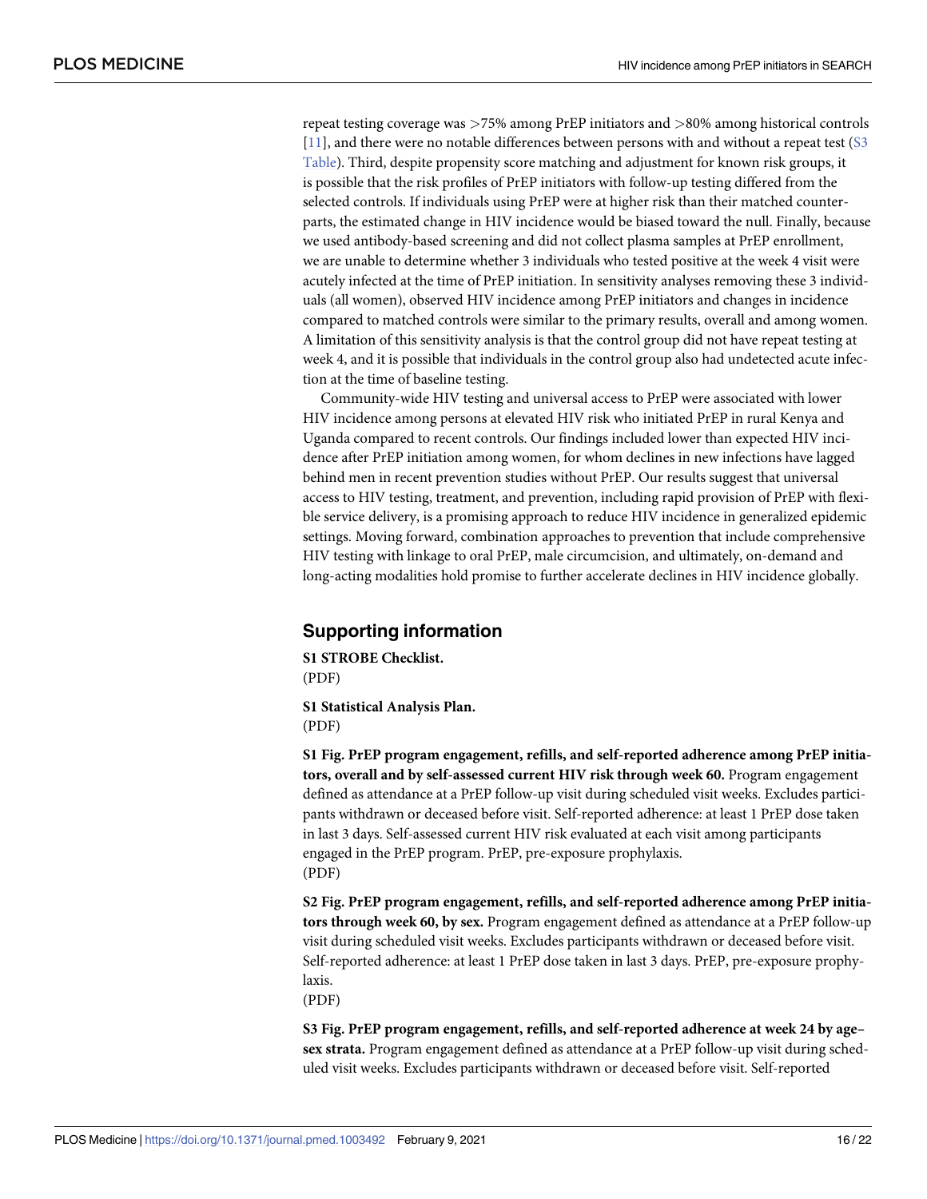repeat testing coverage was >75% among PrEP initiators and >80% among historical controls [11], and there were no notable differences between persons with and without a repeat test (S3 Table). Third, despite propensity score matching and adjustment for known risk groups, it is possible that the risk profiles of PrEP initiators with follow-up testing differed from the selected controls. If individuals using PrEP were at higher risk than their matched counterparts, the estimated change in HIV incidence would be biased toward the null. Finally, because we used antibody-based screening and did not collect plasma samples at PrEP enrollment, we are unable to determine whether 3 individuals who tested positive at the week 4 visit were acutely infected at the time of PrEP initiation. In sensitivity analyses removing these 3 individuals (all women), observed HIV incidence among PrEP initiators and changes in incidence compared to matched controls were similar to the primary results, overall and among women. A limitation of this sensitivity analysis is that the control group did not have repeat testing at week 4, and it is possible that individuals in the control group also had undetected acute infection at the time of baseline testing.

Community-wide HIV testing and universal access to PrEP were associated with lower HIV incidence among persons at elevated HIV risk who initiated PrEP in rural Kenya and Uganda compared to recent controls. Our findings included lower than expected HIV incidence after PrEP initiation among women, for whom declines in new infections have lagged behind men in recent prevention studies without PrEP. Our results suggest that universal access to HIV testing, treatment, and prevention, including rapid provision of PrEP with flexible service delivery, is a promising approach to reduce HIV incidence in generalized epidemic settings. Moving forward, combination approaches to prevention that include comprehensive HIV testing with linkage to oral PrEP, male circumcision, and ultimately, on-demand and long-acting modalities hold promise to further accelerate declines in HIV incidence globally.

## Supporting information

**S1 STROBE Checklist.**
(PDF)

**S1 Statistical Analysis Plan.**
(PDF)

**S1 Fig. PrEP program engagement, refills, and self-reported adherence among PrEP initiators, overall and by self-assessed current HIV risk through week 60.** Program engagement defined as attendance at a PrEP follow-up visit during scheduled visit weeks. Excludes participants withdrawn or deceased before visit. Self-reported adherence: at least 1 PrEP dose taken in last 3 days. Self-assessed current HIV risk evaluated at each visit among participants engaged in the PrEP program. PrEP, pre-exposure prophylaxis.
(PDF)

**S2 Fig. PrEP program engagement, refills, and self-reported adherence among PrEP initiators through week 60, by sex.** Program engagement defined as attendance at a PrEP follow-up visit during scheduled visit weeks. Excludes participants withdrawn or deceased before visit. Self-reported adherence: at least 1 PrEP dose taken in last 3 days. PrEP, pre-exposure prophylaxis.
(PDF)

**S3 Fig. PrEP program engagement, refills, and self-reported adherence at week 24 by age–sex strata.** Program engagement defined as attendance at a PrEP follow-up visit during scheduled visit weeks. Excludes participants withdrawn or deceased before visit. Self-reported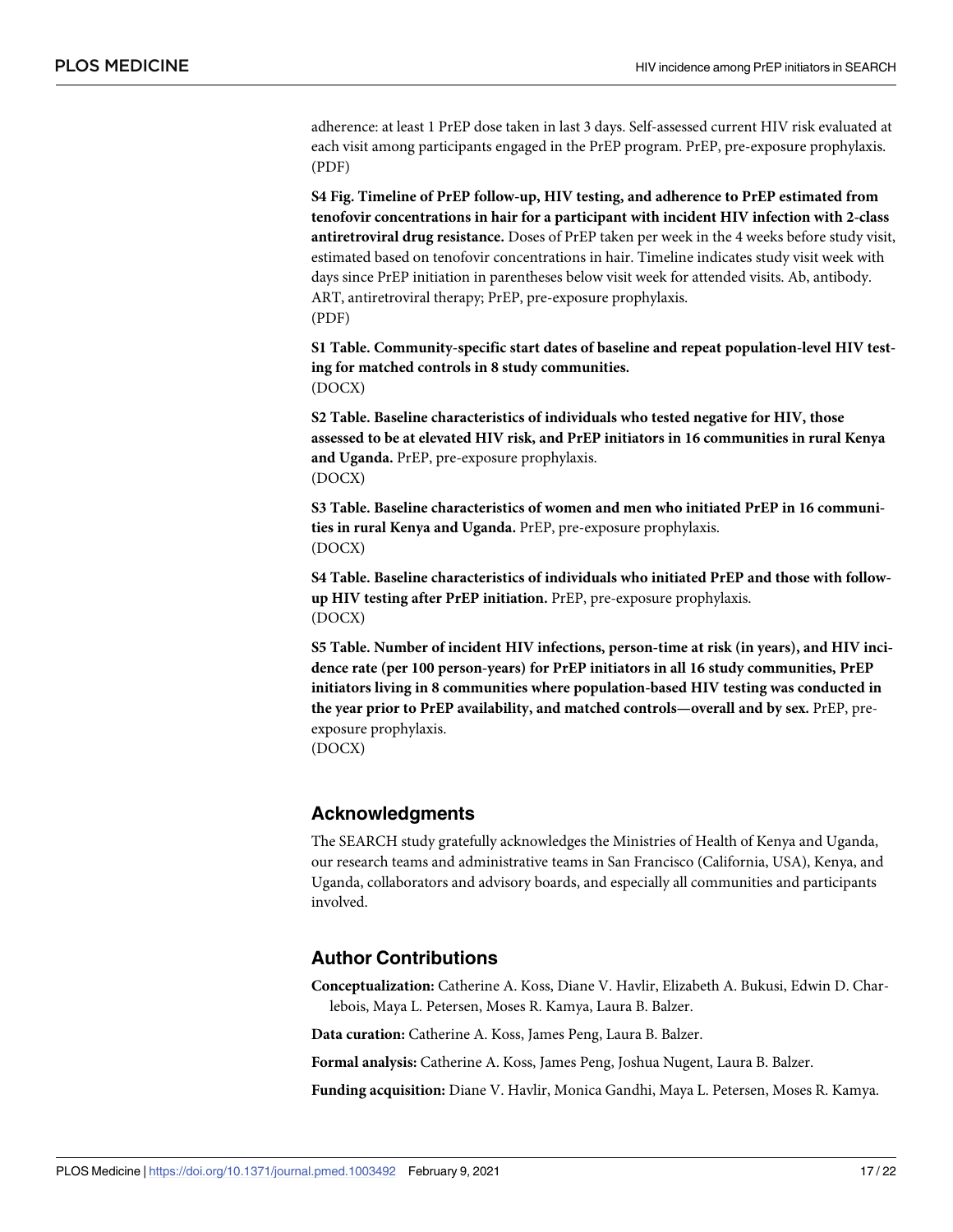adherence: at least 1 PrEP dose taken in last 3 days. Self-assessed current HIV risk evaluated at each visit among participants engaged in the PrEP program. PrEP, pre-exposure prophylaxis. (PDF)

**S4 Fig. Timeline of PrEP follow-up, HIV testing, and adherence to PrEP estimated from tenofovir concentrations in hair for a participant with incident HIV infection with 2-class antiretroviral drug resistance.** Doses of PrEP taken per week in the 4 weeks before study visit, estimated based on tenofovir concentrations in hair. Timeline indicates study visit week with days since PrEP initiation in parentheses below visit week for attended visits. Ab, antibody. ART, antiretroviral therapy; PrEP, pre-exposure prophylaxis.
(PDF)

**S1 Table. Community-specific start dates of baseline and repeat population-level HIV testing for matched controls in 8 study communities.**
(DOCX)

**S2 Table. Baseline characteristics of individuals who tested negative for HIV, those assessed to be at elevated HIV risk, and PrEP initiators in 16 communities in rural Kenya and Uganda.** PrEP, pre-exposure prophylaxis.
(DOCX)

**S3 Table. Baseline characteristics of women and men who initiated PrEP in 16 communities in rural Kenya and Uganda.** PrEP, pre-exposure prophylaxis.
(DOCX)

**S4 Table. Baseline characteristics of individuals who initiated PrEP and those with follow-up HIV testing after PrEP initiation.** PrEP, pre-exposure prophylaxis.
(DOCX)

**S5 Table. Number of incident HIV infections, person-time at risk (in years), and HIV incidence rate (per 100 person-years) for PrEP initiators in all 16 study communities, PrEP initiators living in 8 communities where population-based HIV testing was conducted in the year prior to PrEP availability, and matched controls—overall and by sex.** PrEP, pre-exposure prophylaxis.
(DOCX)

## Acknowledgments

The SEARCH study gratefully acknowledges the Ministries of Health of Kenya and Uganda, our research teams and administrative teams in San Francisco (California, USA), Kenya, and Uganda, collaborators and advisory boards, and especially all communities and participants involved.

## Author Contributions

**Conceptualization:** Catherine A. Koss, Diane V. Havlir, Elizabeth A. Bukusi, Edwin D. Charlebois, Maya L. Petersen, Moses R. Kamya, Laura B. Balzer.

**Data curation:** Catherine A. Koss, James Peng, Laura B. Balzer.

**Formal analysis:** Catherine A. Koss, James Peng, Joshua Nugent, Laura B. Balzer.

**Funding acquisition:** Diane V. Havlir, Monica Gandhi, Maya L. Petersen, Moses R. Kamya.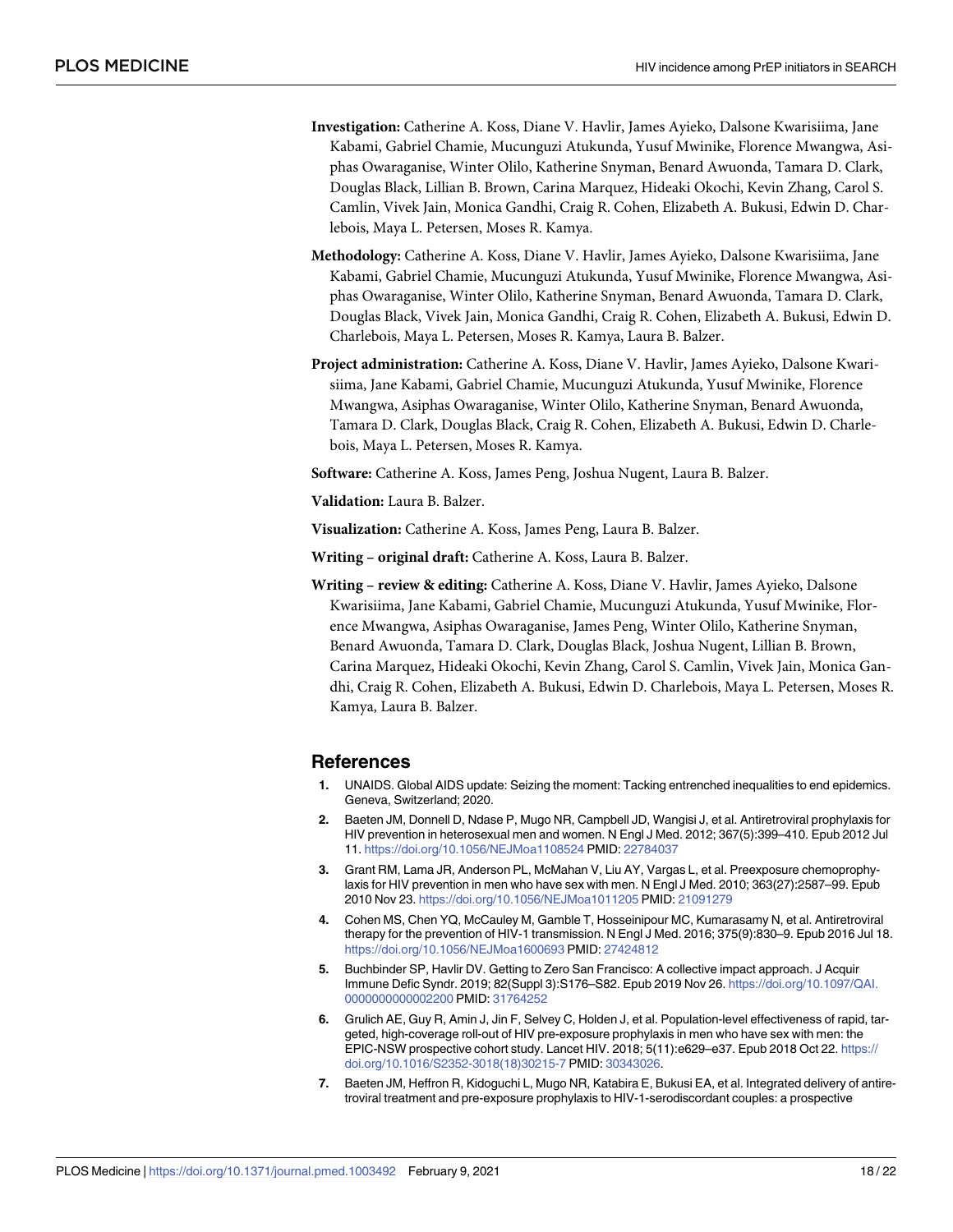**Investigation:** Catherine A. Koss, Diane V. Havlir, James Ayieko, Dalsone Kwarisiima, Jane Kabami, Gabriel Chamie, Mucunguzi Atukunda, Yusuf Mwinike, Florence Mwangwa, Asiphas Owaraganise, Winter Olilo, Katherine Snyman, Benard Awuonda, Tamara D. Clark, Douglas Black, Lillian B. Brown, Carina Marquez, Hideaki Okochi, Kevin Zhang, Carol S. Camlin, Vivek Jain, Monica Gandhi, Craig R. Cohen, Elizabeth A. Bukusi, Edwin D. Charlebois, Maya L. Petersen, Moses R. Kamya.

**Methodology:** Catherine A. Koss, Diane V. Havlir, James Ayieko, Dalsone Kwarisiima, Jane Kabami, Gabriel Chamie, Mucunguzi Atukunda, Yusuf Mwinike, Florence Mwangwa, Asiphas Owaraganise, Winter Olilo, Katherine Snyman, Benard Awuonda, Tamara D. Clark, Douglas Black, Vivek Jain, Monica Gandhi, Craig R. Cohen, Elizabeth A. Bukusi, Edwin D. Charlebois, Maya L. Petersen, Moses R. Kamya, Laura B. Balzer.

**Project administration:** Catherine A. Koss, Diane V. Havlir, James Ayieko, Dalsone Kwarisiima, Jane Kabami, Gabriel Chamie, Mucunguzi Atukunda, Yusuf Mwinike, Florence Mwangwa, Asiphas Owaraganise, Winter Olilo, Katherine Snyman, Benard Awuonda, Tamara D. Clark, Douglas Black, Craig R. Cohen, Elizabeth A. Bukusi, Edwin D. Charlebois, Maya L. Petersen, Moses R. Kamya.

**Software:** Catherine A. Koss, James Peng, Joshua Nugent, Laura B. Balzer.

**Validation:** Laura B. Balzer.

**Visualization:** Catherine A. Koss, James Peng, Laura B. Balzer.

**Writing – original draft:** Catherine A. Koss, Laura B. Balzer.

**Writing – review & editing:** Catherine A. Koss, Diane V. Havlir, James Ayieko, Dalsone Kwarisiima, Jane Kabami, Gabriel Chamie, Mucunguzi Atukunda, Yusuf Mwinike, Florence Mwangwa, Asiphas Owaraganise, James Peng, Winter Olilo, Katherine Snyman, Benard Awuonda, Tamara D. Clark, Douglas Black, Joshua Nugent, Lillian B. Brown, Carina Marquez, Hideaki Okochi, Kevin Zhang, Carol S. Camlin, Vivek Jain, Monica Gandhi, Craig R. Cohen, Elizabeth A. Bukusi, Edwin D. Charlebois, Maya L. Petersen, Moses R. Kamya, Laura B. Balzer.

## References

1. UNAIDS. Global AIDS update: Seizing the moment: Tacking entrenched inequalities to end epidemics. Geneva, Switzerland; 2020.
2. Baeten JM, Donnell D, Ndase P, Mugo NR, Campbell JD, Wangisi J, et al. Antiretroviral prophylaxis for HIV prevention in heterosexual men and women. N Engl J Med. 2012; 367(5):399–410. Epub 2012 Jul 11. https://doi.org/10.1056/NEJMoa1108524 PMID: 22784037
3. Grant RM, Lama JR, Anderson PL, McMahan V, Liu AY, Vargas L, et al. Preexposure chemoprophylaxis for HIV prevention in men who have sex with men. N Engl J Med. 2010; 363(27):2587–99. Epub 2010 Nov 23. https://doi.org/10.1056/NEJMoa1011205 PMID: 21091279
4. Cohen MS, Chen YQ, McCauley M, Gamble T, Hosseinipour MC, Kumarasamy N, et al. Antiretroviral therapy for the prevention of HIV-1 transmission. N Engl J Med. 2016; 375(9):830–9. Epub 2016 Jul 18. https://doi.org/10.1056/NEJMoa1600693 PMID: 27424812
5. Buchbinder SP, Havlir DV. Getting to Zero San Francisco: A collective impact approach. J Acquir Immune Defic Syndr. 2019; 82(Suppl 3):S176–S82. Epub 2019 Nov 26. https://doi.org/10.1097/QAI.0000000000002200 PMID: 31764252
6. Grulich AE, Guy R, Amin J, Jin F, Selvey C, Holden J, et al. Population-level effectiveness of rapid, targeted, high-coverage roll-out of HIV pre-exposure prophylaxis in men who have sex with men: the EPIC-NSW prospective cohort study. Lancet HIV. 2018; 5(11):e629–e37. Epub 2018 Oct 22. https://doi.org/10.1016/S2352-3018(18)30215-7 PMID: 30343026.
7. Baeten JM, Heffron R, Kidoguchi L, Mugo NR, Katabira E, Bukusi EA, et al. Integrated delivery of antiretroviral treatment and pre-exposure prophylaxis to HIV-1-serodiscordant couples: a prospective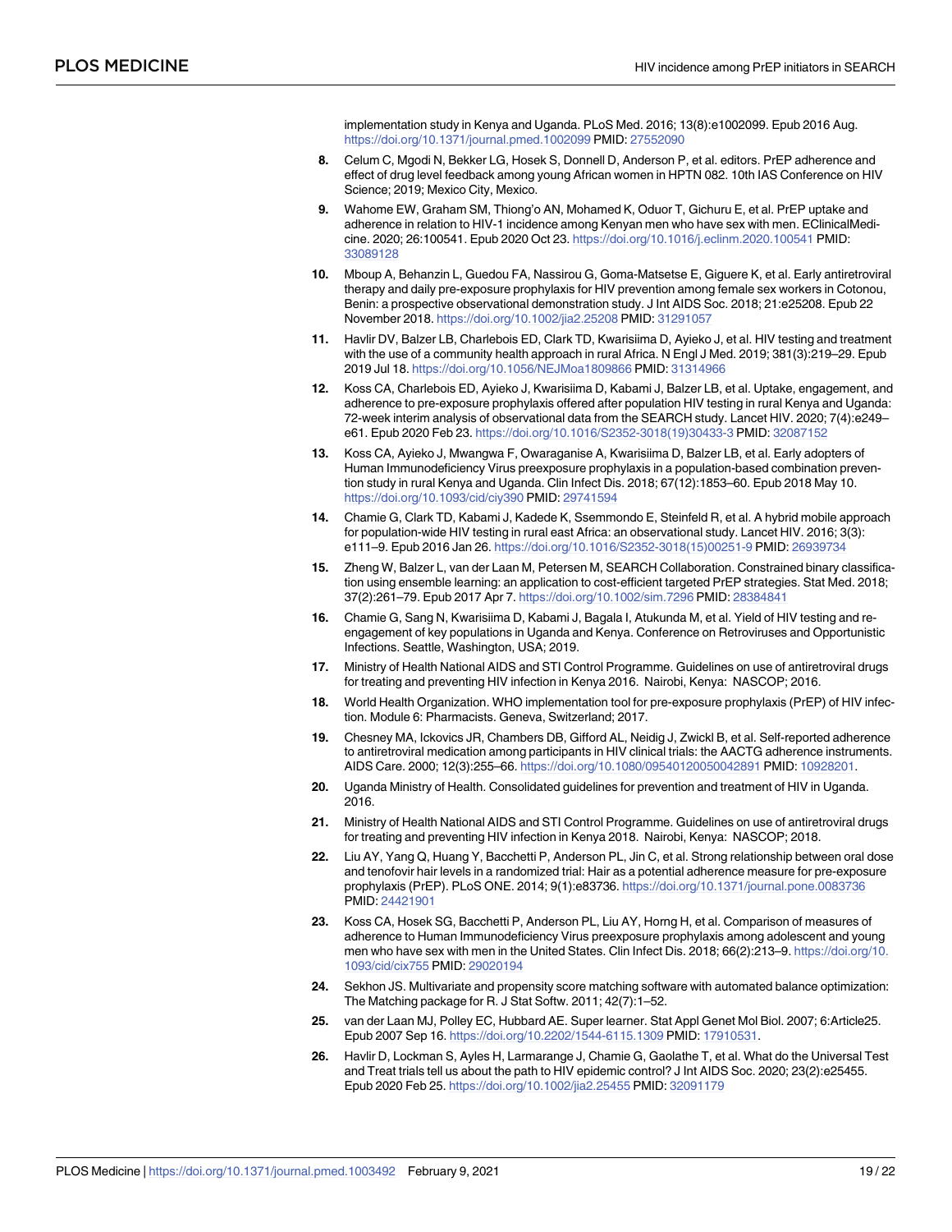implementation study in Kenya and Uganda. PLoS Med. 2016; 13(8):e1002099. Epub 2016 Aug. https://doi.org/10.1371/journal.pmed.1002099 PMID: 27552090

8. Celum C, Mgodi N, Bekker LG, Hosek S, Donnell D, Anderson P, et al. editors. PrEP adherence and effect of drug level feedback among young African women in HPTN 082. 10th IAS Conference on HIV Science; 2019; Mexico City, Mexico.

9. Wahome EW, Graham SM, Thiong'o AN, Mohamed K, Oduor T, Gichuru E, et al. PrEP uptake and adherence in relation to HIV-1 incidence among Kenyan men who have sex with men. EClinicalMedicine. 2020; 26:100541. Epub 2020 Oct 23. https://doi.org/10.1016/j.eclinm.2020.100541 PMID: 33089128

10. Mboup A, Behanzin L, Guedou FA, Nassirou G, Goma-Matsetse E, Giguere K, et al. Early antiretroviral therapy and daily pre-exposure prophylaxis for HIV prevention among female sex workers in Cotonou, Benin: a prospective observational demonstration study. J Int AIDS Soc. 2018; 21:e25208. Epub 22 November 2018. https://doi.org/10.1002/jia2.25208 PMID: 31291057

11. Havlir DV, Balzer LB, Charlebois ED, Clark TD, Kwarisiima D, Ayieko J, et al. HIV testing and treatment with the use of a community health approach in rural Africa. N Engl J Med. 2019; 381(3):219–29. Epub 2019 Jul 18. https://doi.org/10.1056/NEJMoa1809866 PMID: 31314966

12. Koss CA, Charlebois ED, Ayieko J, Kwarisiima D, Kabami J, Balzer LB, et al. Uptake, engagement, and adherence to pre-exposure prophylaxis offered after population HIV testing in rural Kenya and Uganda: 72-week interim analysis of observational data from the SEARCH study. Lancet HIV. 2020; 7(4):e249–e61. Epub 2020 Feb 23. https://doi.org/10.1016/S2352-3018(19)30433-3 PMID: 32087152

13. Koss CA, Ayieko J, Mwangwa F, Owaraganise A, Kwarisiima D, Balzer LB, et al. Early adopters of Human Immunodeficiency Virus preexposure prophylaxis in a population-based combination prevention study in rural Kenya and Uganda. Clin Infect Dis. 2018; 67(12):1853–60. Epub 2018 May 10. https://doi.org/10.1093/cid/ciy390 PMID: 29741594

14. Chamie G, Clark TD, Kabami J, Kadede K, Ssemmondo E, Steinfeld R, et al. A hybrid mobile approach for population-wide HIV testing in rural east Africa: an observational study. Lancet HIV. 2016; 3(3):e111–9. Epub 2016 Jan 26. https://doi.org/10.1016/S2352-3018(15)00251-9 PMID: 26939734

15. Zheng W, Balzer L, van der Laan M, Petersen M, SEARCH Collaboration. Constrained binary classification using ensemble learning: an application to cost-efficient targeted PrEP strategies. Stat Med. 2018; 37(2):261–79. Epub 2017 Apr 7. https://doi.org/10.1002/sim.7296 PMID: 28384841

16. Chamie G, Sang N, Kwarisiima D, Kabami J, Bagala I, Atukunda M, et al. Yield of HIV testing and re-engagement of key populations in Uganda and Kenya. Conference on Retroviruses and Opportunistic Infections. Seattle, Washington, USA; 2019.

17. Ministry of Health National AIDS and STI Control Programme. Guidelines on use of antiretroviral drugs for treating and preventing HIV infection in Kenya 2016. Nairobi, Kenya: NASCOP; 2016.

18. World Health Organization. WHO implementation tool for pre-exposure prophylaxis (PrEP) of HIV infection. Module 6: Pharmacists. Geneva, Switzerland; 2017.

19. Chesney MA, Ickovics JR, Chambers DB, Gifford AL, Neidig J, Zwickl B, et al. Self-reported adherence to antiretroviral medication among participants in HIV clinical trials: the AACTG adherence instruments. AIDS Care. 2000; 12(3):255–66. https://doi.org/10.1080/09540120050042891 PMID: 10928201.

20. Uganda Ministry of Health. Consolidated guidelines for prevention and treatment of HIV in Uganda. 2016.

21. Ministry of Health National AIDS and STI Control Programme. Guidelines on use of antiretroviral drugs for treating and preventing HIV infection in Kenya 2018. Nairobi, Kenya: NASCOP; 2018.

22. Liu AY, Yang Q, Huang Y, Bacchetti P, Anderson PL, Jin C, et al. Strong relationship between oral dose and tenofovir hair levels in a randomized trial: Hair as a potential adherence measure for pre-exposure prophylaxis (PrEP). PLoS ONE. 2014; 9(1):e83736. https://doi.org/10.1371/journal.pone.0083736 PMID: 24421901

23. Koss CA, Hosek SG, Bacchetti P, Anderson PL, Liu AY, Horng H, et al. Comparison of measures of adherence to Human Immunodeficiency Virus preexposure prophylaxis among adolescent and young men who have sex with men in the United States. Clin Infect Dis. 2018; 66(2):213–9. https://doi.org/10.1093/cid/cix755 PMID: 29020194

24. Sekhon JS. Multivariate and propensity score matching software with automated balance optimization: The Matching package for R. J Stat Softw. 2011; 42(7):1–52.

25. van der Laan MJ, Polley EC, Hubbard AE. Super learner. Stat Appl Genet Mol Biol. 2007; 6:Article25. Epub 2007 Sep 16. https://doi.org/10.2202/1544-6115.1309 PMID: 17910531.

26. Havlir D, Lockman S, Ayles H, Larmarange J, Chamie G, Gaolathe T, et al. What do the Universal Test and Treat trials tell us about the path to HIV epidemic control? J Int AIDS Soc. 2020; 23(2):e25455. Epub 2020 Feb 25. https://doi.org/10.1002/jia2.25455 PMID: 32091179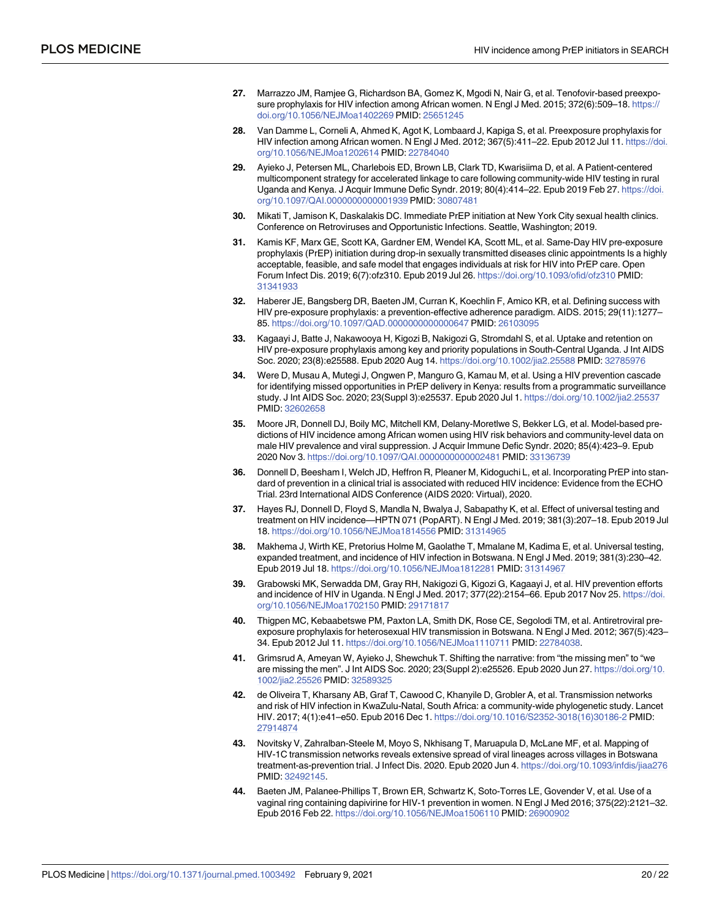27. Marrazzo JM, Ramjee G, Richardson BA, Gomez K, Mgodi N, Nair G, et al. Tenofovir-based preexposure prophylaxis for HIV infection among African women. N Engl J Med. 2015; 372(6):509–18. https://doi.org/10.1056/NEJMoa1402269 PMID: 25651245

28. Van Damme L, Corneli A, Ahmed K, Agot K, Lombaard J, Kapiga S, et al. Preexposure prophylaxis for HIV infection among African women. N Engl J Med. 2012; 367(5):411–22. Epub 2012 Jul 11. https://doi.org/10.1056/NEJMoa1202614 PMID: 22784040

29. Ayieko J, Petersen ML, Charlebois ED, Brown LB, Clark TD, Kwarisiima D, et al. A Patient-centered multicomponent strategy for accelerated linkage to care following community-wide HIV testing in rural Uganda and Kenya. J Acquir Immune Defic Syndr. 2019; 80(4):414–22. Epub 2019 Feb 27. https://doi.org/10.1097/QAI.0000000000001939 PMID: 30807481

30. Mikati T, Jamison K, Daskalakis DC. Immediate PrEP initiation at New York City sexual health clinics. Conference on Retroviruses and Opportunistic Infections. Seattle, Washington; 2019.

31. Kamis KF, Marx GE, Scott KA, Gardner EM, Wendel KA, Scott ML, et al. Same-Day HIV pre-exposure prophylaxis (PrEP) initiation during drop-in sexually transmitted diseases clinic appointments Is a highly acceptable, feasible, and safe model that engages individuals at risk for HIV into PrEP care. Open Forum Infect Dis. 2019; 6(7):ofz310. Epub 2019 Jul 26. https://doi.org/10.1093/ofid/ofz310 PMID: 31341933

32. Haberer JE, Bangsberg DR, Baeten JM, Curran K, Koechlin F, Amico KR, et al. Defining success with HIV pre-exposure prophylaxis: a prevention-effective adherence paradigm. AIDS. 2015; 29(11):1277–85. https://doi.org/10.1097/QAD.0000000000000647 PMID: 26103095

33. Kagaayi J, Batte J, Nakawooya H, Kigozi B, Nakigozi G, Stromdahl S, et al. Uptake and retention on HIV pre-exposure prophylaxis among key and priority populations in South-Central Uganda. J Int AIDS Soc. 2020; 23(8):e25588. Epub 2020 Aug 14. https://doi.org/10.1002/jia2.25588 PMID: 32785976

34. Were D, Musau A, Mutegi J, Ongwen P, Manguro G, Kamau M, et al. Using a HIV prevention cascade for identifying missed opportunities in PrEP delivery in Kenya: results from a programmatic surveillance study. J Int AIDS Soc. 2020; 23(Suppl 3):e25537. Epub 2020 Jul 1. https://doi.org/10.1002/jia2.25537 PMID: 32602658

35. Moore JR, Donnell DJ, Boily MC, Mitchell KM, Delany-Moretlwe S, Bekker LG, et al. Model-based predictions of HIV incidence among African women using HIV risk behaviors and community-level data on male HIV prevalence and viral suppression. J Acquir Immune Defic Syndr. 2020; 85(4):423–9. Epub 2020 Nov 3. https://doi.org/10.1097/QAI.0000000000002481 PMID: 33136739

36. Donnell D, Beesham I, Welch JD, Heffron R, Pleaner M, Kidoguchi L, et al. Incorporating PrEP into standard of prevention in a clinical trial is associated with reduced HIV incidence: Evidence from the ECHO Trial. 23rd International AIDS Conference (AIDS 2020: Virtual), 2020.

37. Hayes RJ, Donnell D, Floyd S, Mandla N, Bwalya J, Sabapathy K, et al. Effect of universal testing and treatment on HIV incidence—HPTN 071 (PopART). N Engl J Med. 2019; 381(3):207–18. Epub 2019 Jul 18. https://doi.org/10.1056/NEJMoa1814556 PMID: 31314965

38. Makhema J, Wirth KE, Pretorius Holme M, Gaolathe T, Mmalane M, Kadima E, et al. Universal testing, expanded treatment, and incidence of HIV infection in Botswana. N Engl J Med. 2019; 381(3):230–42. Epub 2019 Jul 18. https://doi.org/10.1056/NEJMoa1812281 PMID: 31314967

39. Grabowski MK, Serwadda DM, Gray RH, Nakigozi G, Kigozi G, Kagaayi J, et al. HIV prevention efforts and incidence of HIV in Uganda. N Engl J Med. 2017; 377(22):2154–66. Epub 2017 Nov 25. https://doi.org/10.1056/NEJMoa1702150 PMID: 29171817

40. Thigpen MC, Kebaabetswe PM, Paxton LA, Smith DK, Rose CE, Segolodi TM, et al. Antiretroviral preexposure prophylaxis for heterosexual HIV transmission in Botswana. N Engl J Med. 2012; 367(5):423–34. Epub 2012 Jul 11. https://doi.org/10.1056/NEJMoa1110711 PMID: 22784038.

41. Grimsrud A, Ameyan W, Ayieko J, Shewchuk T. Shifting the narrative: from "the missing men" to "we are missing the men". J Int AIDS Soc. 2020; 23(Suppl 2):e25526. Epub 2020 Jun 27. https://doi.org/10.1002/jia2.25526 PMID: 32589325

42. de Oliveira T, Kharsany AB, Graf T, Cawood C, Khanyile D, Grobler A, et al. Transmission networks and risk of HIV infection in KwaZulu-Natal, South Africa: a community-wide phylogenetic study. Lancet HIV. 2017; 4(1):e41–e50. Epub 2016 Dec 1. https://doi.org/10.1016/S2352-3018(16)30186-2 PMID: 27914874

43. Novitsky V, Zahralban-Steele M, Moyo S, Nkhisang T, Maruapula D, McLane MF, et al. Mapping of HIV-1C transmission networks reveals extensive spread of viral lineages across villages in Botswana treatment-as-prevention trial. J Infect Dis. 2020. Epub 2020 Jun 4. https://doi.org/10.1093/infdis/jiaa276 PMID: 32492145.

44. Baeten JM, Palanee-Phillips T, Brown ER, Schwartz K, Soto-Torres LE, Govender V, et al. Use of a vaginal ring containing dapivirine for HIV-1 prevention in women. N Engl J Med 2016; 375(22):2121–32. Epub 2016 Feb 22. https://doi.org/10.1056/NEJMoa1506110 PMID: 26900902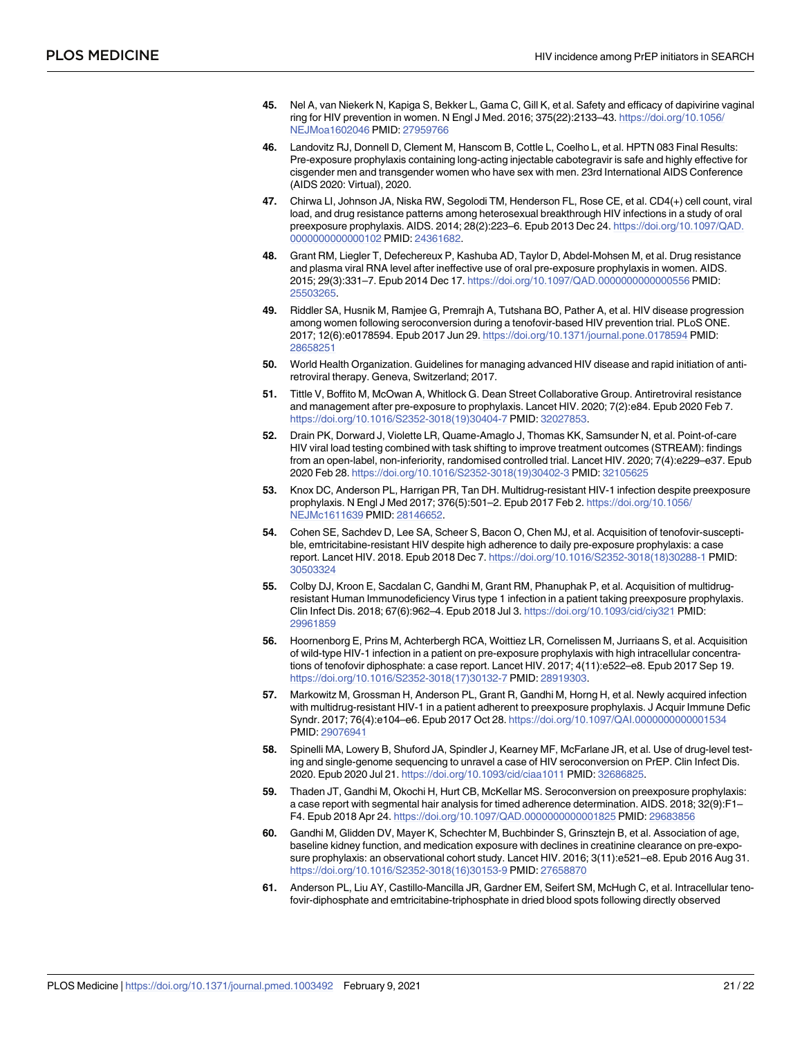45. Nel A, van Niekerk N, Kapiga S, Bekker L, Gama C, Gill K, et al. Safety and efficacy of dapivirine vaginal ring for HIV prevention in women. N Engl J Med. 2016; 375(22):2133–43. https://doi.org/10.1056/NEJMoa1602046 PMID: 27959766

46. Landovitz RJ, Donnell D, Clement M, Hanscom B, Cottle L, Coelho L, et al. HPTN 083 Final Results: Pre-exposure prophylaxis containing long-acting injectable cabotegravir is safe and highly effective for cisgender men and transgender women who have sex with men. 23rd International AIDS Conference (AIDS 2020: Virtual), 2020.

47. Chirwa LI, Johnson JA, Niska RW, Segolodi TM, Henderson FL, Rose CE, et al. CD4(+) cell count, viral load, and drug resistance patterns among heterosexual breakthrough HIV infections in a study of oral preexposure prophylaxis. AIDS. 2014; 28(2):223–6. Epub 2013 Dec 24. https://doi.org/10.1097/QAD.0000000000000102 PMID: 24361682.

48. Grant RM, Liegler T, Defechereux P, Kashuba AD, Taylor D, Abdel-Mohsen M, et al. Drug resistance and plasma viral RNA level after ineffective use of oral pre-exposure prophylaxis in women. AIDS. 2015; 29(3):331–7. Epub 2014 Dec 17. https://doi.org/10.1097/QAD.0000000000000556 PMID: 25503265.

49. Riddler SA, Husnik M, Ramjee G, Premrajh A, Tutshana BO, Pather A, et al. HIV disease progression among women following seroconversion during a tenofovir-based HIV prevention trial. PLoS ONE. 2017; 12(6):e0178594. Epub 2017 Jun 29. https://doi.org/10.1371/journal.pone.0178594 PMID: 28658251

50. World Health Organization. Guidelines for managing advanced HIV disease and rapid initiation of anti-retroviral therapy. Geneva, Switzerland; 2017.

51. Tittle V, Boffito M, McOwan A, Whitlock G. Dean Street Collaborative Group. Antiretroviral resistance and management after pre-exposure to prophylaxis. Lancet HIV. 2020; 7(2):e84. Epub 2020 Feb 7. https://doi.org/10.1016/S2352-3018(19)30404-7 PMID: 32027853.

52. Drain PK, Dorward J, Violette LR, Quame-Amaglo J, Thomas KK, Samsunder N, et al. Point-of-care HIV viral load testing combined with task shifting to improve treatment outcomes (STREAM): findings from an open-label, non-inferiority, randomised controlled trial. Lancet HIV. 2020; 7(4):e229–e37. Epub 2020 Feb 28. https://doi.org/10.1016/S2352-3018(19)30402-3 PMID: 32105625

53. Knox DC, Anderson PL, Harrigan PR, Tan DH. Multidrug-resistant HIV-1 infection despite preexposure prophylaxis. N Engl J Med 2017; 376(5):501–2. Epub 2017 Feb 2. https://doi.org/10.1056/NEJMc1611639 PMID: 28146652.

54. Cohen SE, Sachdev D, Lee SA, Scheer S, Bacon O, Chen MJ, et al. Acquisition of tenofovir-susceptible, emtricitabine-resistant HIV despite high adherence to daily pre-exposure prophylaxis: a case report. Lancet HIV. 2018. Epub 2018 Dec 7. https://doi.org/10.1016/S2352-3018(18)30288-1 PMID: 30503324

55. Colby DJ, Kroon E, Sacdalan C, Gandhi M, Grant RM, Phanuphak P, et al. Acquisition of multidrug-resistant Human Immunodeficiency Virus type 1 infection in a patient taking preexposure prophylaxis. Clin Infect Dis. 2018; 67(6):962–4. Epub 2018 Jul 3. https://doi.org/10.1093/cid/ciy321 PMID: 29961859

56. Hoornenborg E, Prins M, Achterbergh RCA, Woittiez LR, Cornelissen M, Jurriaans S, et al. Acquisition of wild-type HIV-1 infection in a patient on pre-exposure prophylaxis with high intracellular concentrations of tenofovir diphosphate: a case report. Lancet HIV. 2017; 4(11):e522–e8. Epub 2017 Sep 19. https://doi.org/10.1016/S2352-3018(17)30132-7 PMID: 28919303.

57. Markowitz M, Grossman H, Anderson PL, Grant R, Gandhi M, Horng H, et al. Newly acquired infection with multidrug-resistant HIV-1 in a patient adherent to preexposure prophylaxis. J Acquir Immune Defic Syndr. 2017; 76(4):e104–e6. Epub 2017 Oct 28. https://doi.org/10.1097/QAI.0000000000001534 PMID: 29076941

58. Spinelli MA, Lowery B, Shuford JA, Spindler J, Kearney MF, McFarlane JR, et al. Use of drug-level testing and single-genome sequencing to unravel a case of HIV seroconversion on PrEP. Clin Infect Dis. 2020. Epub 2020 Jul 21. https://doi.org/10.1093/cid/ciaa1011 PMID: 32686825.

59. Thaden JT, Gandhi M, Okochi H, Hurt CB, McKellar MS. Seroconversion on preexposure prophylaxis: a case report with segmental hair analysis for timed adherence determination. AIDS. 2018; 32(9):F1–F4. Epub 2018 Apr 24. https://doi.org/10.1097/QAD.0000000000001825 PMID: 29683856

60. Gandhi M, Glidden DV, Mayer K, Schechter M, Buchbinder S, Grinsztejn B, et al. Association of age, baseline kidney function, and medication exposure with declines in creatinine clearance on pre-exposure prophylaxis: an observational cohort study. Lancet HIV. 2016; 3(11):e521–e8. Epub 2016 Aug 31. https://doi.org/10.1016/S2352-3018(16)30153-9 PMID: 27658870

61. Anderson PL, Liu AY, Castillo-Mancilla JR, Gardner EM, Seifert SM, McHugh C, et al. Intracellular tenofovir-diphosphate and emtricitabine-triphosphate in dried blood spots following directly observed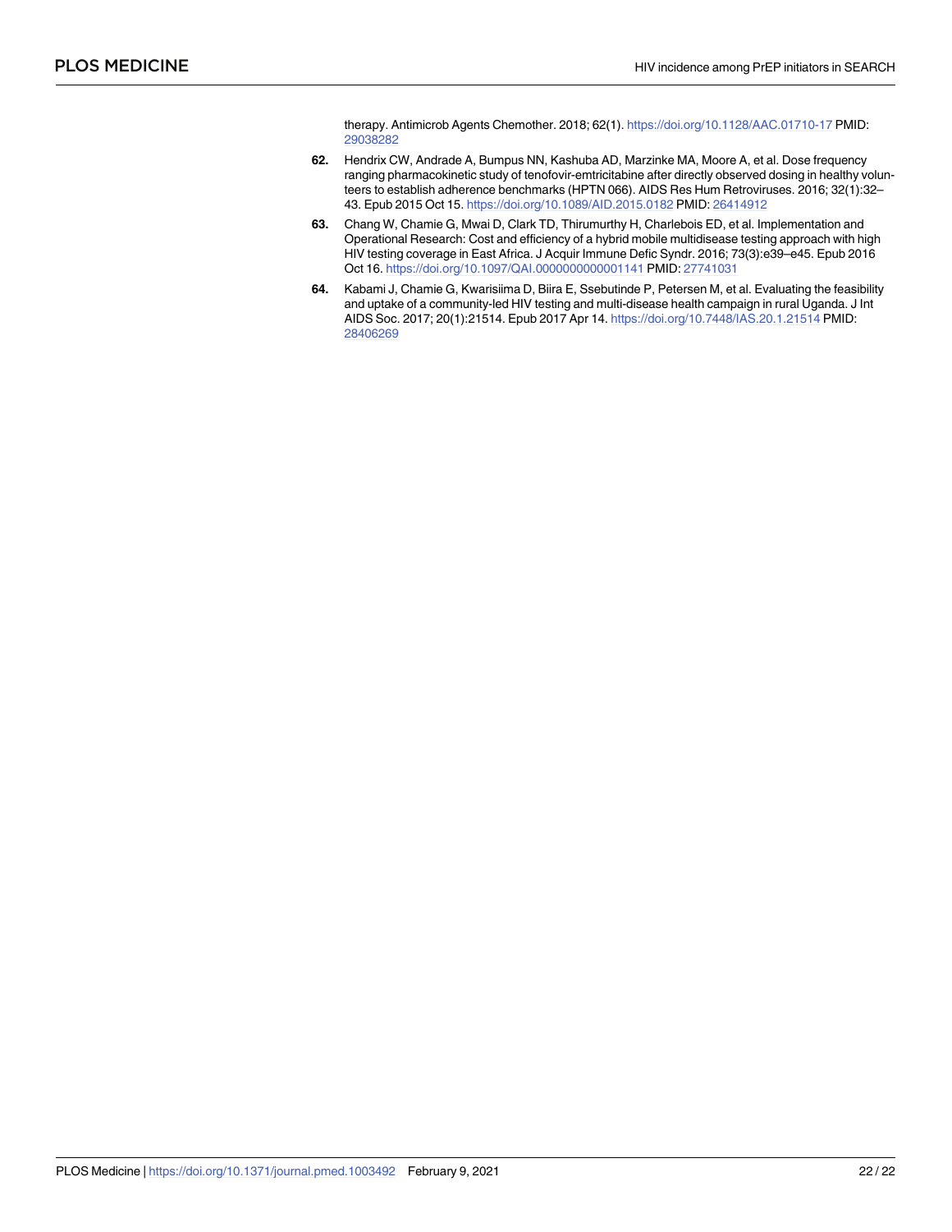therapy. Antimicrob Agents Chemother. 2018; 62(1). https://doi.org/10.1128/AAC.01710-17 PMID: 29038282

62. Hendrix CW, Andrade A, Bumpus NN, Kashuba AD, Marzinke MA, Moore A, et al. Dose frequency ranging pharmacokinetic study of tenofovir-emtricitabine after directly observed dosing in healthy volunteers to establish adherence benchmarks (HPTN 066). AIDS Res Hum Retroviruses. 2016; 32(1):32–43. Epub 2015 Oct 15. https://doi.org/10.1089/AID.2015.0182 PMID: 26414912

63. Chang W, Chamie G, Mwai D, Clark TD, Thirumurthy H, Charlebois ED, et al. Implementation and Operational Research: Cost and efficiency of a hybrid mobile multidisease testing approach with high HIV testing coverage in East Africa. J Acquir Immune Defic Syndr. 2016; 73(3):e39–e45. Epub 2016 Oct 16. https://doi.org/10.1097/QAI.0000000000001141 PMID: 27741031

64. Kabami J, Chamie G, Kwarisiima D, Biira E, Ssebutinde P, Petersen M, et al. Evaluating the feasibility and uptake of a community-led HIV testing and multi-disease health campaign in rural Uganda. J Int AIDS Soc. 2017; 20(1):21514. Epub 2017 Apr 14. https://doi.org/10.7448/IAS.20.1.21514 PMID: 28406269